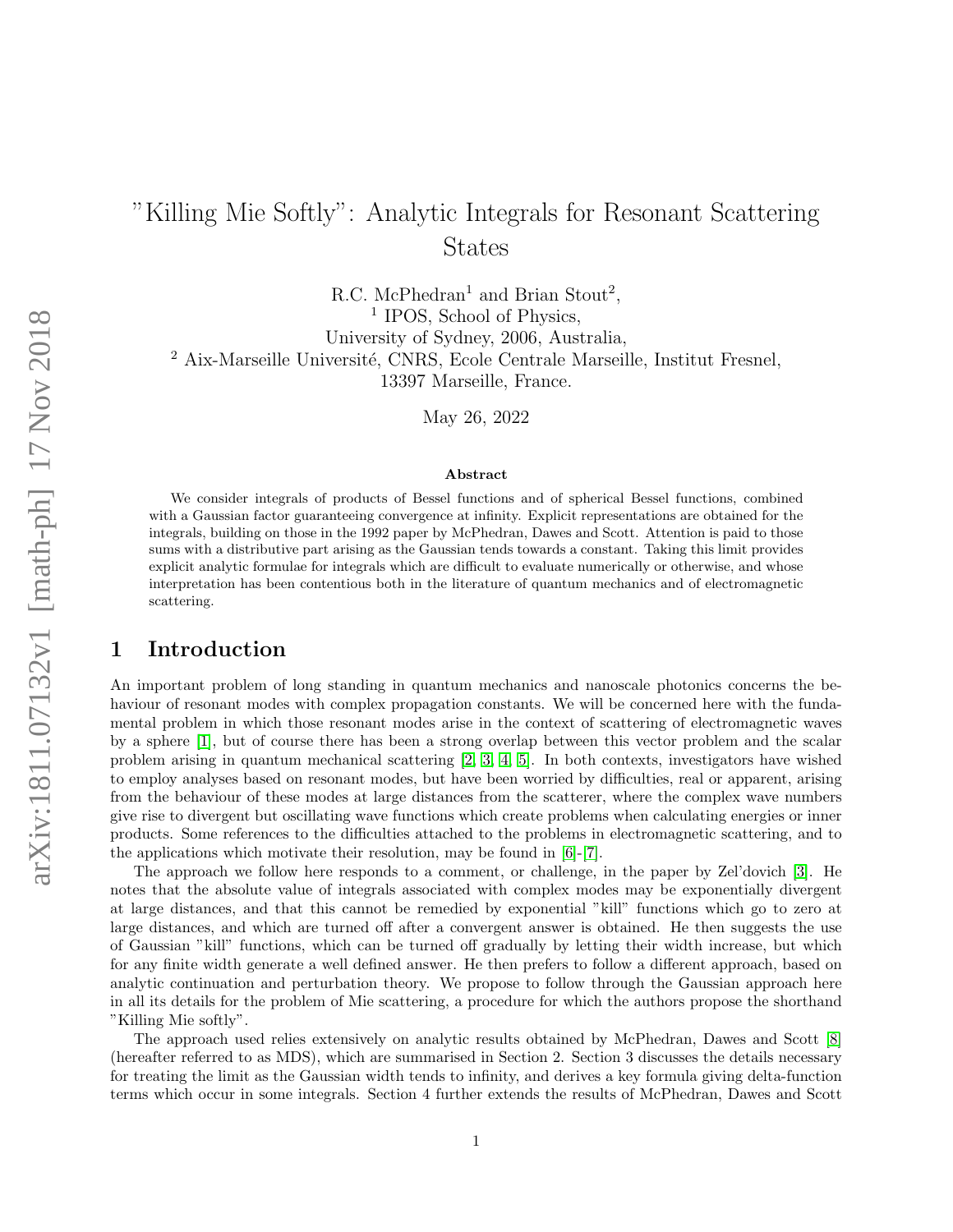# "Killing Mie Softly": Analytic Integrals for Resonant Scattering States

R.C. McPhedran[1] and Brian Stout[2],

[1] IPOS, School of Physics,
University of Sydney, 2006, Australia,

[2] Aix-Marseille Université, CNRS, Ecole Centrale Marseille, Institut Fresnel,
13397 Marseille, France.

May 26, 2022

**Abstract**

We consider integrals of products of Bessel functions and of spherical Bessel functions, combined with a Gaussian factor guaranteeing convergence at infinity. Explicit representations are obtained for the integrals, building on those in the 1992 paper by McPhedran, Dawes and Scott. Attention is paid to those sums with a distributive part arising as the Gaussian tends towards a constant. Taking this limit provides explicit analytic formulae for integrals which are difficult to evaluate numerically or otherwise, and whose interpretation has been contentious both in the literature of quantum mechanics and of electromagnetic scattering.

## 1 Introduction

An important problem of long standing in quantum mechanics and nanoscale photonics concerns the behaviour of resonant modes with complex propagation constants. We will be concerned here with the fundamental problem in which those resonant modes arise in the context of scattering of electromagnetic waves by a sphere [1], but of course there has been a strong overlap between this vector problem and the scalar problem arising in quantum mechanical scattering [2, 3, 4, 5]. In both contexts, investigators have wished to employ analyses based on resonant modes, but have been worried by difficulties, real or apparent, arising from the behaviour of these modes at large distances from the scatterer, where the complex wave numbers give rise to divergent but oscillating wave functions which create problems when calculating energies or inner products. Some references to the difficulties attached to the problems in electromagnetic scattering, and to the applications which motivate their resolution, may be found in [6]-[7].

The approach we follow here responds to a comment, or challenge, in the paper by Zel'dovich [3]. He notes that the absolute value of integrals associated with complex modes may be exponentially divergent at large distances, and that this cannot be remedied by exponential "kill" functions which go to zero at large distances, and which are turned off after a convergent answer is obtained. He then suggests the use of Gaussian "kill" functions, which can be turned off gradually by letting their width increase, but which for any finite width generate a well defined answer. He then prefers to follow a different approach, based on analytic continuation and perturbation theory. We propose to follow through the Gaussian approach here in all its details for the problem of Mie scattering, a procedure for which the authors propose the shorthand "Killing Mie softly".

The approach used relies extensively on analytic results obtained by McPhedran, Dawes and Scott [8] (hereafter referred to as MDS), which are summarised in Section 2. Section 3 discusses the details necessary for treating the limit as the Gaussian width tends to infinity, and derives a key formula giving delta-function terms which occur in some integrals. Section 4 further extends the results of McPhedran, Dawes and Scott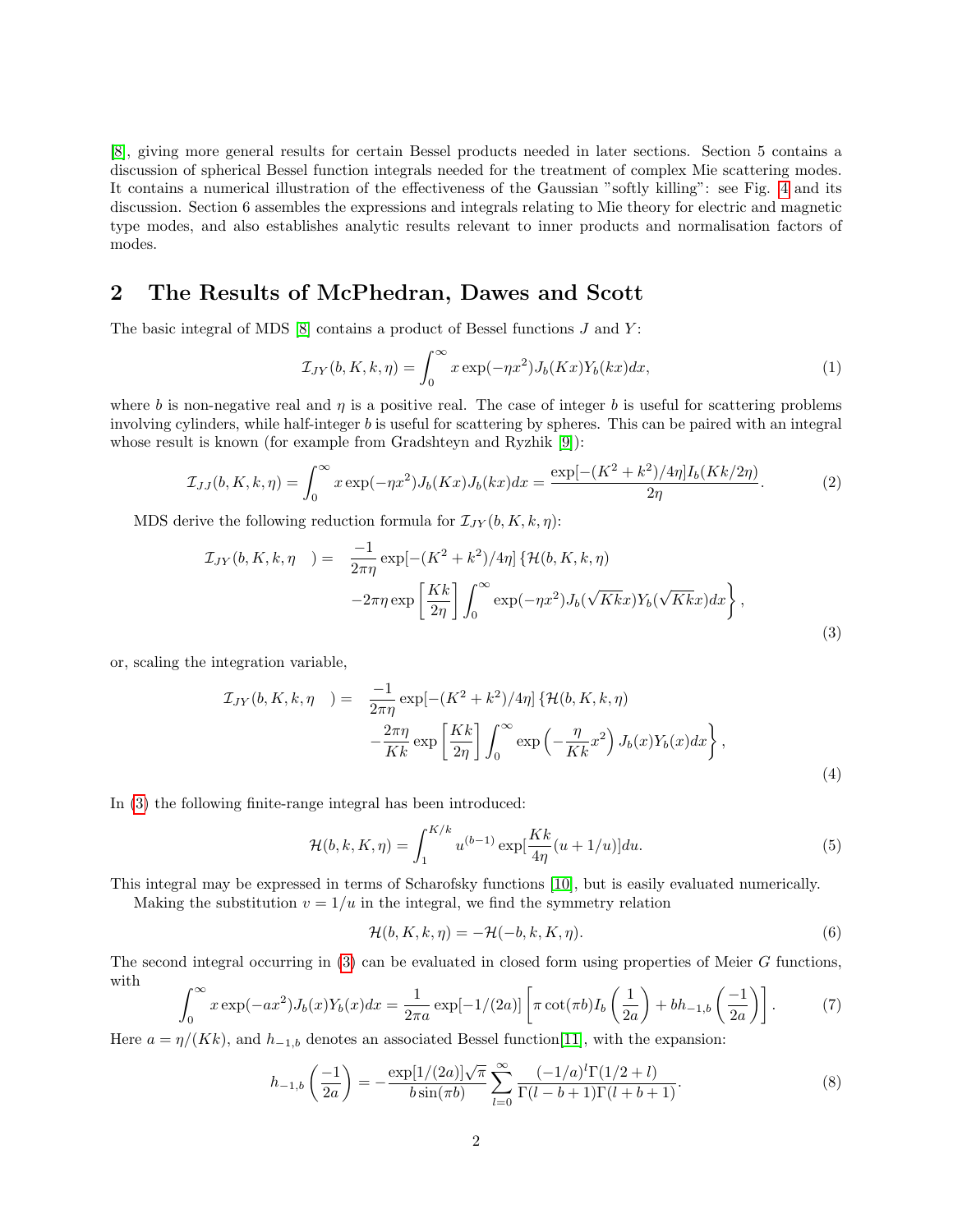[8], giving more general results for certain Bessel products needed in later sections. Section 5 contains a discussion of spherical Bessel function integrals needed for the treatment of complex Mie scattering modes. It contains a numerical illustration of the effectiveness of the Gaussian "softly killing": see Fig. 4 and its discussion. Section 6 assembles the expressions and integrals relating to Mie theory for electric and magnetic type modes, and also establishes analytic results relevant to inner products and normalisation factors of modes.

## 2 The Results of McPhedran, Dawes and Scott

The basic integral of MDS [8] contains a product of Bessel functions $J$ and $Y$:

$$\mathcal{I}_{JY}(b,K,k,\eta)=\int_0^\infty x\exp(-\eta x^2)J_b(Kx)Y_b(kx)dx, \tag{1}$$

where $b$ is non-negative real and $\eta$ is a positive real. The case of integer $b$ is useful for scattering problems involving cylinders, while half-integer $b$ is useful for scattering by spheres. This can be paired with an integral whose result is known (for example from Gradshteyn and Ryzhik [9]):

$$\mathcal{I}_{JJ}(b,K,k,\eta)=\int_0^\infty x\exp(-\eta x^2)J_b(Kx)J_b(kx)dx=\frac{\exp[-(K^2+k^2)/4\eta]I_b(Kk/2\eta)}{2\eta}. \tag{2}$$

MDS derive the following reduction formula for $\mathcal{I}_{JY}(b,K,k,\eta)$:

$$\begin{aligned}\mathcal{I}_{JY}(b,K,k,\eta\quad) = &\ \frac{-1}{2\pi\eta}\exp[-(K^2+k^2)/4\eta]\left\{\mathcal{H}(b,K,k,\eta)\right.\\ &\left.-2\pi\eta\exp\left[\frac{Kk}{2\eta}\right]\int_0^\infty\exp(-\eta x^2)J_b(\sqrt{Kk}x)Y_b(\sqrt{Kk}x)dx\right\},\end{aligned} \tag{3}$$

or, scaling the integration variable,

$$\begin{aligned}\mathcal{I}_{JY}(b,K,k,\eta\quad) = &\ \frac{-1}{2\pi\eta}\exp[-(K^2+k^2)/4\eta]\left\{\mathcal{H}(b,K,k,\eta)\right.\\ &\left.-\frac{2\pi\eta}{Kk}\exp\left[\frac{Kk}{2\eta}\right]\int_0^\infty\exp\left(-\frac{\eta}{Kk}x^2\right)J_b(x)Y_b(x)dx\right\},\end{aligned} \tag{4}$$

In (3) the following finite-range integral has been introduced:

$$\mathcal{H}(b,k,K,\eta)=\int_1^{K/k}u^{(b-1)}\exp[\frac{Kk}{4\eta}(u+1/u)]du. \tag{5}$$

This integral may be expressed in terms of Scharofsky functions [10], but is easily evaluated numerically.

Making the substitution $v=1/u$ in the integral, we find the symmetry relation

$$\mathcal{H}(b,K,k,\eta)=-\mathcal{H}(-b,k,K,\eta). \tag{6}$$

The second integral occurring in (3) can be evaluated in closed form using properties of Meier $G$ functions, with

$$\int_0^\infty x\exp(-ax^2)J_b(x)Y_b(x)dx=\frac{1}{2\pi a}\exp[-1/(2a)]\left[\pi\cot(\pi b)I_b\left(\frac{1}{2a}\right)+bh_{-1,b}\left(\frac{-1}{2a}\right)\right]. \tag{7}$$

Here $a=\eta/(Kk)$, and $h_{-1,b}$ denotes an associated Bessel function[11], with the expansion:

$$h_{-1,b}\left(\frac{-1}{2a}\right)=-\frac{\exp[1/(2a)]\sqrt{\pi}}{b\sin(\pi b)}\sum_{l=0}^\infty\frac{(-1/a)^l\Gamma(1/2+l)}{\Gamma(l-b+1)\Gamma(l+b+1)}. \tag{8}$$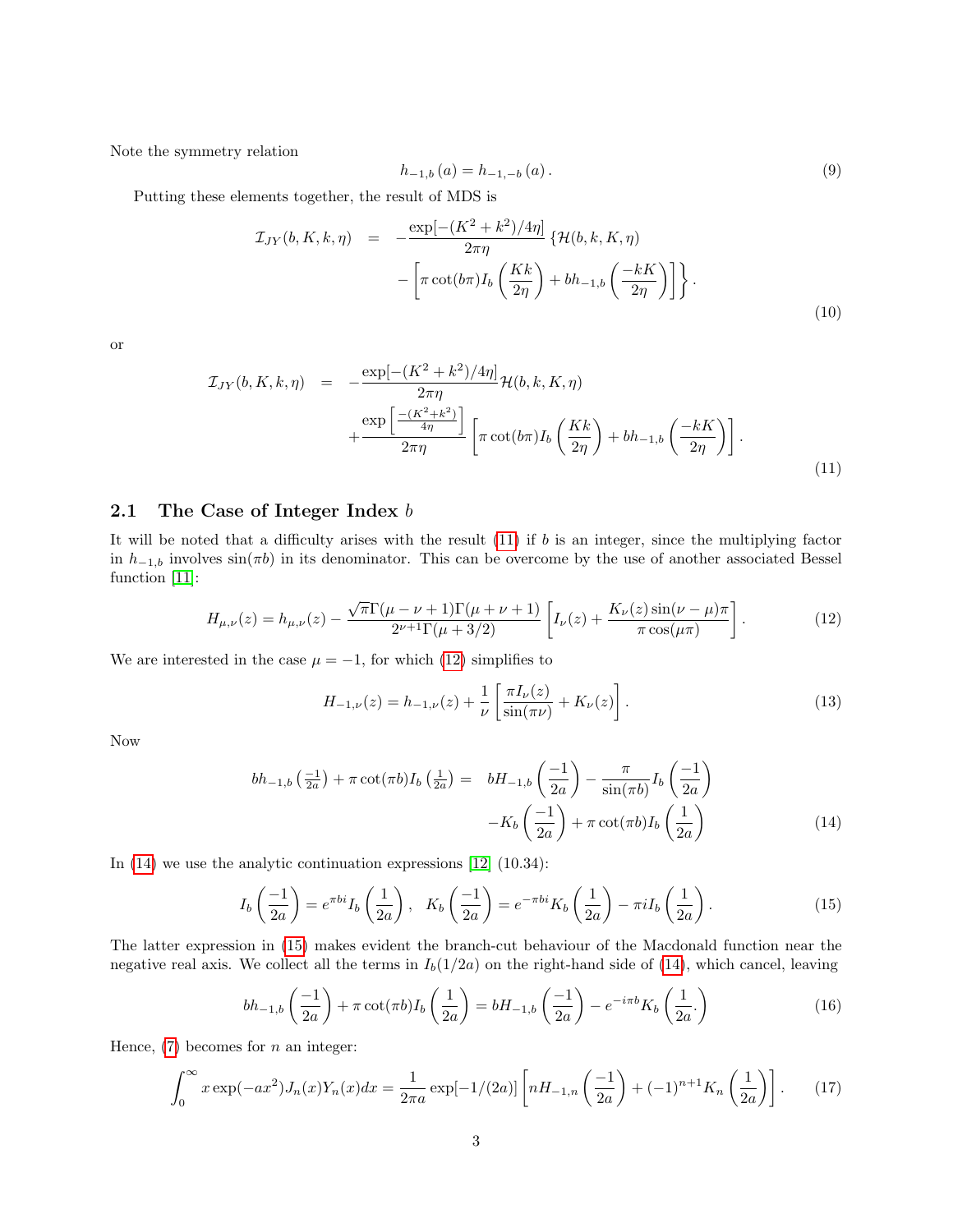Note the symmetry relation

$$h_{-1,b}(a) = h_{-1,-b}(a). \tag{9}$$

Putting these elements together, the result of MDS is

$$\begin{aligned}\mathcal{I}_{JY}(b, K, k, \eta) &= -\frac{\exp[-(K^2+k^2)/4\eta]}{2\pi\eta}\left\{\mathcal{H}(b, k, K, \eta)\right. \\ &\quad \left. - \left[\pi\cot(b\pi) I_b\left(\frac{Kk}{2\eta}\right) + b h_{-1,b}\left(\frac{-kK}{2\eta}\right)\right]\right\}.\end{aligned} \tag{10}$$

or

$$\begin{aligned}\mathcal{I}_{JY}(b, K, k, \eta) &= -\frac{\exp[-(K^2+k^2)/4\eta]}{2\pi\eta}\mathcal{H}(b, k, K, \eta) \\ &\quad + \frac{\exp\left[\frac{-(K^2+k^2)}{4\eta}\right]}{2\pi\eta}\left[\pi\cot(b\pi) I_b\left(\frac{Kk}{2\eta}\right) + b h_{-1,b}\left(\frac{-kK}{2\eta}\right)\right].\end{aligned} \tag{11}$$

## 2.1 The Case of Integer Index $b$

It will be noted that a difficulty arises with the result (11) if $b$ is an integer, since the multiplying factor in $h_{-1,b}$ involves $\sin(\pi b)$ in its denominator. This can be overcome by the use of another associated Bessel function [11]:

$$H_{\mu,\nu}(z) = h_{\mu,\nu}(z) - \frac{\sqrt{\pi}\Gamma(\mu-\nu+1)\Gamma(\mu+\nu+1)}{2^{\nu+1}\Gamma(\mu+3/2)}\left[I_\nu(z) + \frac{K_\nu(z)\sin(\nu-\mu)\pi}{\pi\cos(\mu\pi)}\right]. \tag{12}$$

We are interested in the case $\mu = -1$, for which (12) simplifies to

$$H_{-1,\nu}(z) = h_{-1,\nu}(z) + \frac{1}{\nu}\left[\frac{\pi I_\nu(z)}{\sin(\pi\nu)} + K_\nu(z)\right]. \tag{13}$$

Now

$$\begin{aligned}b h_{-1,b}\left(\tfrac{-1}{2a}\right) + \pi\cot(\pi b) I_b\left(\tfrac{1}{2a}\right) = &\; b H_{-1,b}\left(\frac{-1}{2a}\right) - \frac{\pi}{\sin(\pi b)} I_b\left(\frac{-1}{2a}\right) \\ &- K_b\left(\frac{-1}{2a}\right) + \pi\cot(\pi b) I_b\left(\frac{1}{2a}\right)\end{aligned} \tag{14}$$

In (14) we use the analytic continuation expressions [12] (10.34):

$$I_b\left(\frac{-1}{2a}\right) = e^{\pi b i} I_b\left(\frac{1}{2a}\right), \quad K_b\left(\frac{-1}{2a}\right) = e^{-\pi b i} K_b\left(\frac{1}{2a}\right) - \pi i I_b\left(\frac{1}{2a}\right). \tag{15}$$

The latter expression in (15) makes evident the branch-cut behaviour of the Macdonald function near the negative real axis. We collect all the terms in $I_b(1/2a)$ on the right-hand side of (14), which cancel, leaving

$$b h_{-1,b}\left(\frac{-1}{2a}\right) + \pi\cot(\pi b) I_b\left(\frac{1}{2a}\right) = b H_{-1,b}\left(\frac{-1}{2a}\right) - e^{-i\pi b} K_b\left(\frac{1}{2a}.\right) \tag{16}$$

Hence, (7) becomes for $n$ an integer:

$$\int_0^\infty x\exp(-ax^2) J_n(x) Y_n(x) dx = \frac{1}{2\pi a}\exp[-1/(2a)]\left[n H_{-1,n}\left(\frac{-1}{2a}\right) + (-1)^{n+1} K_n\left(\frac{1}{2a}\right)\right]. \tag{17}$$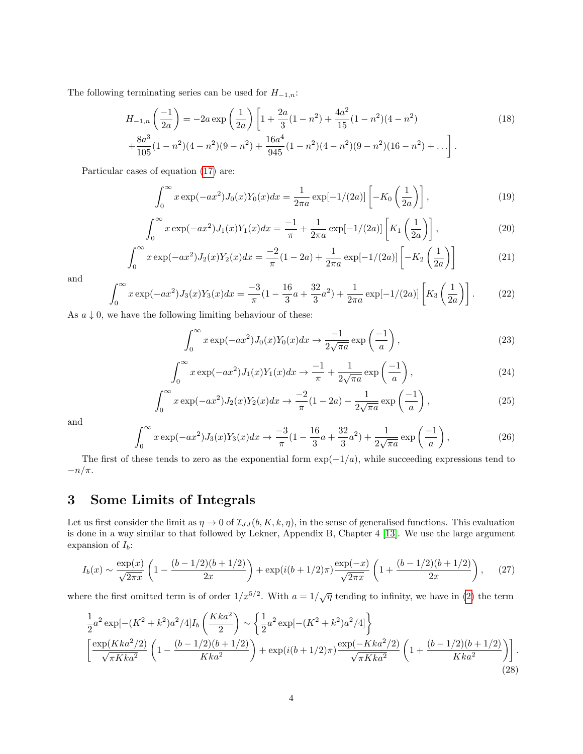The following terminating series can be used for $H_{-1,n}$:

$$H_{-1,n}\left(\frac{-1}{2a}\right) = -2a\exp\left(\frac{1}{2a}\right)\left[1+\frac{2a}{3}(1-n^2)+\frac{4a^2}{15}(1-n^2)(4-n^2)\right. \tag{18}$$
$$\left.+\frac{8a^3}{105}(1-n^2)(4-n^2)(9-n^2)+\frac{16a^4}{945}(1-n^2)(4-n^2)(9-n^2)(16-n^2)+\ldots\right].$$

Particular cases of equation (17) are:

$$\int_0^\infty x\exp(-ax^2)J_0(x)Y_0(x)dx = \frac{1}{2\pi a}\exp[-1/(2a)]\left[-K_0\left(\frac{1}{2a}\right)\right], \tag{19}$$

$$\int_0^\infty x\exp(-ax^2)J_1(x)Y_1(x)dx = \frac{-1}{\pi}+\frac{1}{2\pi a}\exp[-1/(2a)]\left[K_1\left(\frac{1}{2a}\right)\right], \tag{20}$$

$$\int_0^\infty x\exp(-ax^2)J_2(x)Y_2(x)dx = \frac{-2}{\pi}(1-2a)+\frac{1}{2\pi a}\exp[-1/(2a)]\left[-K_2\left(\frac{1}{2a}\right)\right] \tag{21}$$

and

$$\int_0^\infty x\exp(-ax^2)J_3(x)Y_3(x)dx = \frac{-3}{\pi}(1-\frac{16}{3}a+\frac{32}{3}a^2)+\frac{1}{2\pi a}\exp[-1/(2a)]\left[K_3\left(\frac{1}{2a}\right)\right]. \tag{22}$$

As $a\downarrow 0$, we have the following limiting behaviour of these:

$$\int_0^\infty x\exp(-ax^2)J_0(x)Y_0(x)dx \to \frac{-1}{2\sqrt{\pi a}}\exp\left(\frac{-1}{a}\right), \tag{23}$$

$$\int_0^\infty x\exp(-ax^2)J_1(x)Y_1(x)dx \to \frac{-1}{\pi}+\frac{1}{2\sqrt{\pi a}}\exp\left(\frac{-1}{a}\right), \tag{24}$$

$$\int_0^\infty x\exp(-ax^2)J_2(x)Y_2(x)dx \to \frac{-2}{\pi}(1-2a)-\frac{1}{2\sqrt{\pi a}}\exp\left(\frac{-1}{a}\right), \tag{25}$$

and

$$\int_0^\infty x\exp(-ax^2)J_3(x)Y_3(x)dx \to \frac{-3}{\pi}(1-\frac{16}{3}a+\frac{32}{3}a^2)+\frac{1}{2\sqrt{\pi a}}\exp\left(\frac{-1}{a}\right), \tag{26}$$

The first of these tends to zero as the exponential form $\exp(-1/a)$, while succeeding expressions tend to $-n/\pi$.

## 3 Some Limits of Integrals

Let us first consider the limit as $\eta\to 0$ of $\mathcal{I}_{JJ}(b,K,k,\eta)$, in the sense of generalised functions. This evaluation is done in a way similar to that followed by Lekner, Appendix B, Chapter 4 [13]. We use the large argument expansion of $I_b$:

$$I_b(x)\sim\frac{\exp(x)}{\sqrt{2\pi x}}\left(1-\frac{(b-1/2)(b+1/2)}{2x}\right)+\exp(i(b+1/2)\pi)\frac{\exp(-x)}{\sqrt{2\pi x}}\left(1+\frac{(b-1/2)(b+1/2)}{2x}\right), \tag{27}$$

where the first omitted term is of order $1/x^{5/2}$. With $a=1/\sqrt{\eta}$ tending to infinity, we have in (2) the term

$$\frac{1}{2}a^2\exp[-(K^2+k^2)a^2/4]I_b\left(\frac{Kka^2}{2}\right)\sim\left\{\frac{1}{2}a^2\exp[-(K^2+k^2)a^2/4]\right\}$$
$$\left[\frac{\exp(Kka^2/2)}{\sqrt{\pi Kka^2}}\left(1-\frac{(b-1/2)(b+1/2)}{Kka^2}\right)+\exp(i(b+1/2)\pi)\frac{\exp(-Kka^2/2)}{\sqrt{\pi Kka^2}}\left(1+\frac{(b-1/2)(b+1/2)}{Kka^2}\right)\right]. \tag{28}$$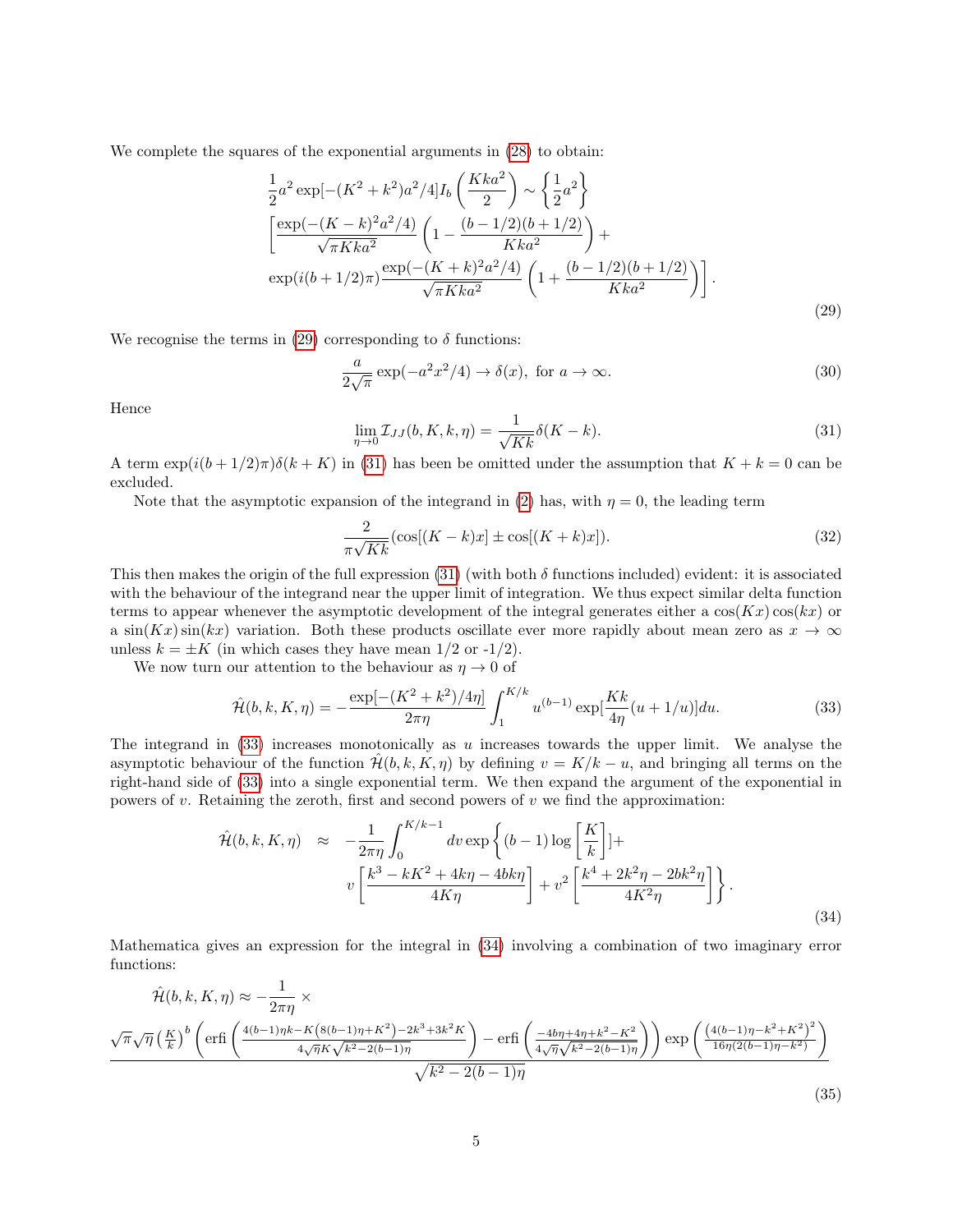We complete the squares of the exponential arguments in (28) to obtain:

$$
\begin{aligned}
&\frac{1}{2}a^2 \exp[-(K^2+k^2)a^2/4] I_b\left(\frac{Kka^2}{2}\right) \sim \left\{\frac{1}{2}a^2\right\} \\
&\left[\frac{\exp(-(K-k)^2a^2/4)}{\sqrt{\pi Kka^2}}\left(1-\frac{(b-1/2)(b+1/2)}{Kka^2}\right)+\right. \\
&\left.\exp(i(b+1/2)\pi)\frac{\exp(-(K+k)^2a^2/4)}{\sqrt{\pi Kka^2}}\left(1+\frac{(b-1/2)(b+1/2)}{Kka^2}\right)\right].
\end{aligned}
\tag{29}
$$

We recognise the terms in (29) corresponding to $\delta$ functions:

$$
\frac{a}{2\sqrt{\pi}}\exp(-a^2x^2/4) \to \delta(x),\ \text{for}\ a\to\infty. \tag{30}
$$

Hence

$$
\lim_{\eta\to 0}\mathcal{I}_{JJ}(b,K,k,\eta) = \frac{1}{\sqrt{Kk}}\delta(K-k). \tag{31}
$$

A term $\exp(i(b+1/2)\pi)\delta(k+K)$ in (31) has been be omitted under the assumption that $K+k=0$ can be excluded.

Note that the asymptotic expansion of the integrand in (2) has, with $\eta=0$, the leading term

$$
\frac{2}{\pi\sqrt{Kk}}(\cos[(K-k)x]\pm\cos[(K+k)x]). \tag{32}
$$

This then makes the origin of the full expression (31) (with both $\delta$ functions included) evident: it is associated with the behaviour of the integrand near the upper limit of integration. We thus expect similar delta function terms to appear whenever the asymptotic development of the integral generates either a $\cos(Kx)\cos(kx)$ or a $\sin(Kx)\sin(kx)$ variation. Both these products oscillate ever more rapidly about mean zero as $x\to\infty$ unless $k=\pm K$ (in which cases they have mean 1/2 or -1/2).

We now turn our attention to the behaviour as $\eta\to 0$ of

$$
\hat{\mathcal{H}}(b,k,K,\eta) = -\frac{\exp[-(K^2+k^2)/4\eta]}{2\pi\eta}\int_1^{K/k} u^{(b-1)}\exp[\frac{Kk}{4\eta}(u+1/u)]du. \tag{33}
$$

The integrand in (33) increases monotonically as $u$ increases towards the upper limit. We analyse the asymptotic behaviour of the function $\hat{\mathcal{H}}(b,k,K,\eta)$ by defining $v=K/k-u$, and bringing all terms on the right-hand side of (33) into a single exponential term. We then expand the argument of the exponential in powers of $v$. Retaining the zeroth, first and second powers of $v$ we find the approximation:

$$
\begin{aligned}
\hat{\mathcal{H}}(b,k,K,\eta) \approx\ & -\frac{1}{2\pi\eta}\int_0^{K/k-1} dv\exp\left\{(b-1)\log\left[\frac{K}{k}\right]+\right. \\
& \left. v\left[\frac{k^3-kK^2+4k\eta-4bk\eta}{4K\eta}\right]+v^2\left[\frac{k^4+2k^2\eta-2bk^2\eta}{4K^2\eta}\right]\right\}.
\end{aligned}
\tag{34}
$$

Mathematica gives an expression for the integral in (34) involving a combination of two imaginary error functions:

$$
\hat{\mathcal{H}}(b,k,K,\eta) \approx -\frac{1}{2\pi\eta}\times
$$

$$
\frac{\sqrt{\pi}\sqrt{\eta}\left(\frac{K}{k}\right)^b\left(\operatorname{erfi}\left(\frac{4(b-1)\eta k-K\left(8(b-1)\eta+K^2\right)-2k^3+3k^2K}{4\sqrt{\eta}K\sqrt{k^2-2(b-1)\eta}}\right)-\operatorname{erfi}\left(\frac{-4b\eta+4\eta+k^2-K^2}{4\sqrt{\eta}\sqrt{k^2-2(b-1)\eta}}\right)\right)\exp\left(\frac{\left(4(b-1)\eta-k^2+K^2\right)^2}{16\eta(2(b-1)\eta-k^2)}\right)}{\sqrt{k^2-2(b-1)\eta}} \tag{35}
$$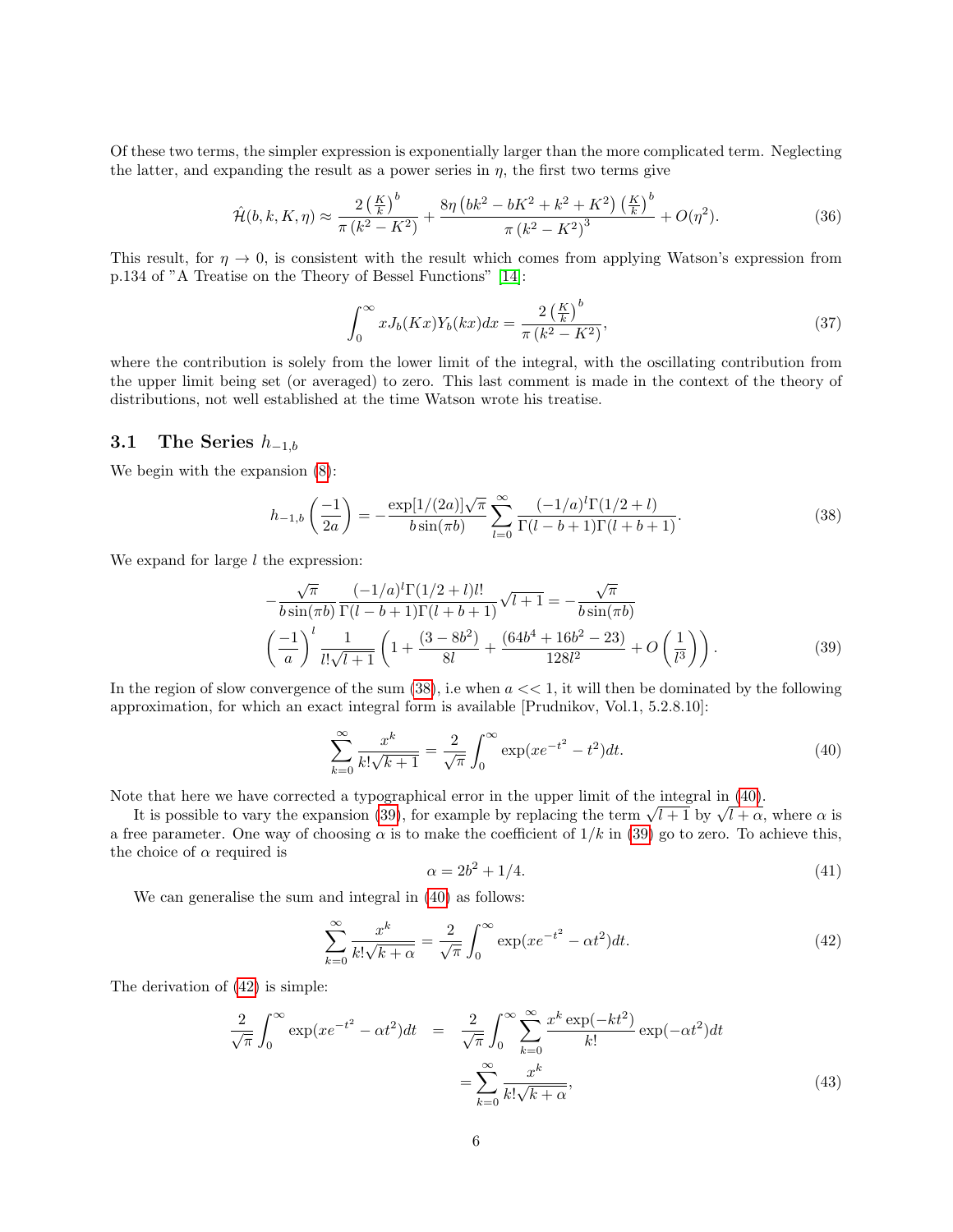Of these two terms, the simpler expression is exponentially larger than the more complicated term. Neglecting the latter, and expanding the result as a power series in $\eta$, the first two terms give

$$\hat{\mathcal{H}}(b,k,K,\eta) \approx \frac{2\left(\frac{K}{k}\right)^b}{\pi\left(k^2-K^2\right)} + \frac{8\eta\left(bk^2-bK^2+k^2+K^2\right)\left(\frac{K}{k}\right)^b}{\pi\left(k^2-K^2\right)^3} + O(\eta^2). \tag{36}$$

This result, for $\eta \to 0$, is consistent with the result which comes from applying Watson's expression from p.134 of "A Treatise on the Theory of Bessel Functions" [14]:

$$\int_0^\infty x J_b(Kx) Y_b(kx) dx = \frac{2\left(\frac{K}{k}\right)^b}{\pi\left(k^2-K^2\right)}, \tag{37}$$

where the contribution is solely from the lower limit of the integral, with the oscillating contribution from the upper limit being set (or averaged) to zero. This last comment is made in the context of the theory of distributions, not well established at the time Watson wrote his treatise.

### 3.1 The Series $h_{-1,b}$

We begin with the expansion (8):

$$h_{-1,b}\left(\frac{-1}{2a}\right) = -\frac{\exp[1/(2a)]\sqrt{\pi}}{b\sin(\pi b)} \sum_{l=0}^\infty \frac{(-1/a)^l \Gamma(1/2+l)}{\Gamma(l-b+1)\Gamma(l+b+1)}. \tag{38}$$

We expand for large $l$ the expression:

$$-\frac{\sqrt{\pi}}{b\sin(\pi b)} \frac{(-1/a)^l \Gamma(1/2+l) l!}{\Gamma(l-b+1)\Gamma(l+b+1)} \sqrt{l+1} = -\frac{\sqrt{\pi}}{b\sin(\pi b)}$$
$$\left(\frac{-1}{a}\right)^l \frac{1}{l!\sqrt{l+1}} \left(1 + \frac{(3-8b^2)}{8l} + \frac{(64b^4+16b^2-23)}{128l^2} + O\left(\frac{1}{l^3}\right)\right). \tag{39}$$

In the region of slow convergence of the sum (38), i.e when $a << 1$, it will then be dominated by the following approximation, for which an exact integral form is available [Prudnikov, Vol.1, 5.2.8.10]:

$$\sum_{k=0}^\infty \frac{x^k}{k!\sqrt{k+1}} = \frac{2}{\sqrt{\pi}} \int_0^\infty \exp(xe^{-t^2} - t^2) dt. \tag{40}$$

Note that here we have corrected a typographical error in the upper limit of the integral in (40).

It is possible to vary the expansion (39), for example by replacing the term $\sqrt{l+1}$ by $\sqrt{l+\alpha}$, where $\alpha$ is a free parameter. One way of choosing $\alpha$ is to make the coefficient of $1/k$ in (39) go to zero. To achieve this, the choice of $\alpha$ required is

$$\alpha = 2b^2 + 1/4. \tag{41}$$

We can generalise the sum and integral in (40) as follows:

$$\sum_{k=0}^\infty \frac{x^k}{k!\sqrt{k+\alpha}} = \frac{2}{\sqrt{\pi}} \int_0^\infty \exp(xe^{-t^2} - \alpha t^2) dt. \tag{42}$$

The derivation of (42) is simple:

$$\begin{aligned}
\frac{2}{\sqrt{\pi}} \int_0^\infty \exp(xe^{-t^2} - \alpha t^2) dt &= \frac{2}{\sqrt{\pi}} \int_0^\infty \sum_{k=0}^\infty \frac{x^k \exp(-kt^2)}{k!} \exp(-\alpha t^2) dt \\
&= \sum_{k=0}^\infty \frac{x^k}{k!\sqrt{k+\alpha}},
\end{aligned} \tag{43}$$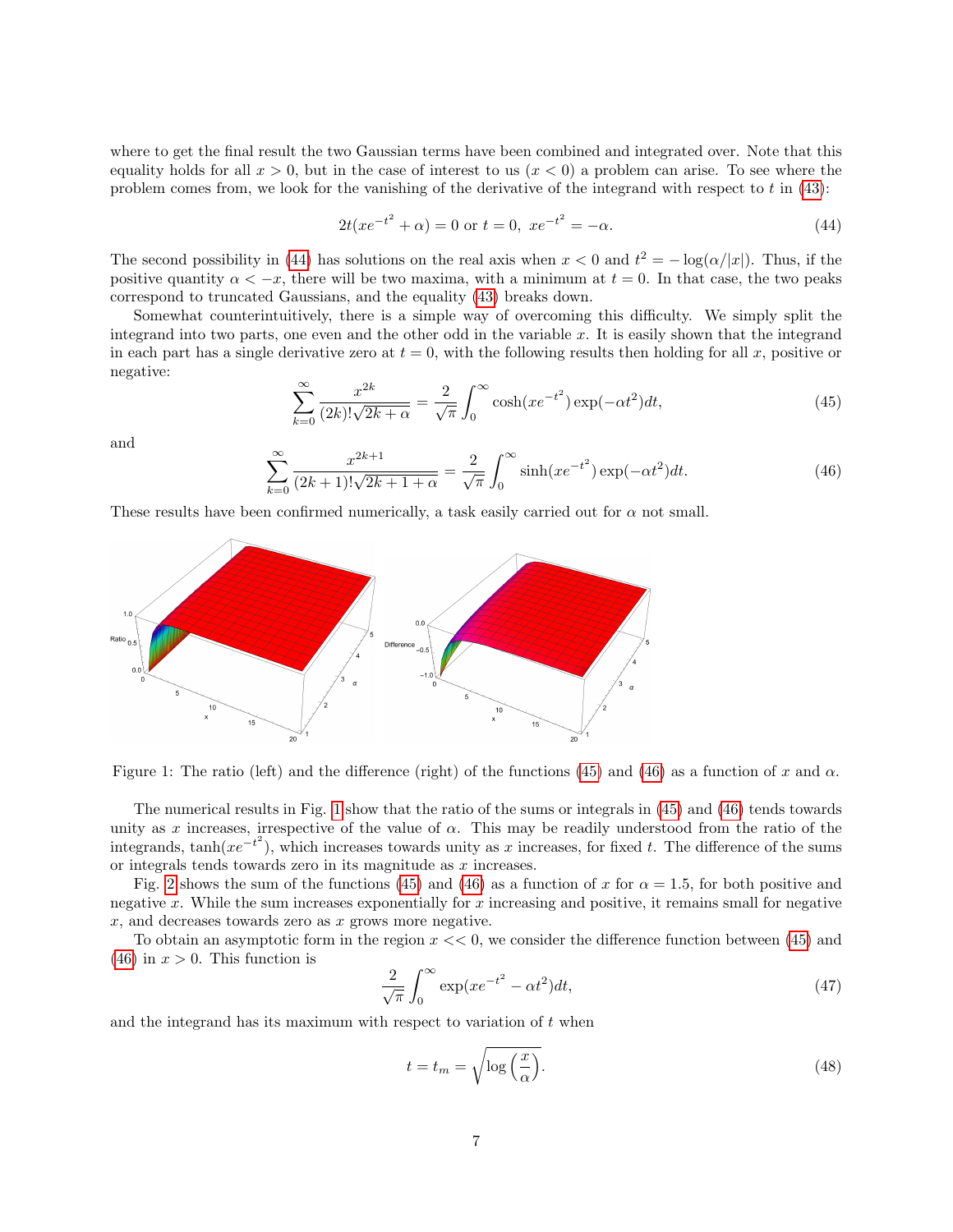where to get the final result the two Gaussian terms have been combined and integrated over. Note that this equality holds for all $x > 0$, but in the case of interest to us ($x < 0$) a problem can arise. To see where the problem comes from, we look for the vanishing of the derivative of the integrand with respect to $t$ in (43):

$$2t(xe^{-t^2} + \alpha) = 0 \text{ or } t = 0, \ xe^{-t^2} = -\alpha. \tag{44}$$

The second possibility in (44) has solutions on the real axis when $x < 0$ and $t^2 = -\log(\alpha/|x|)$. Thus, if the positive quantity $\alpha < -x$, there will be two maxima, with a minimum at $t = 0$. In that case, the two peaks correspond to truncated Gaussians, and the equality (43) breaks down.

Somewhat counterintuitively, there is a simple way of overcoming this difficulty. We simply split the integrand into two parts, one even and the other odd in the variable $x$. It is easily shown that the integrand in each part has a single derivative zero at $t = 0$, with the following results then holding for all $x$, positive or negative:

$$\sum_{k=0}^{\infty} \frac{x^{2k}}{(2k)!\sqrt{2k+\alpha}} = \frac{2}{\sqrt{\pi}} \int_0^{\infty} \cosh(xe^{-t^2}) \exp(-\alpha t^2) dt, \tag{45}$$

and

$$\sum_{k=0}^{\infty} \frac{x^{2k+1}}{(2k+1)!\sqrt{2k+1+\alpha}} = \frac{2}{\sqrt{\pi}} \int_0^{\infty} \sinh(xe^{-t^2}) \exp(-\alpha t^2) dt. \tag{46}$$

These results have been confirmed numerically, a task easily carried out for $\alpha$ not small.

Figure 1: The ratio (left) and the difference (right) of the functions (45) and (46) as a function of $x$ and $\alpha$.

The numerical results in Fig. 1 show that the ratio of the sums or integrals in (45) and (46) tends towards unity as $x$ increases, irrespective of the value of $\alpha$. This may be readily understood from the ratio of the integrands, $\tanh(xe^{-t^2})$, which increases towards unity as $x$ increases, for fixed $t$. The difference of the sums or integrals tends towards zero in its magnitude as $x$ increases.

Fig. 2 shows the sum of the functions (45) and (46) as a function of $x$ for $\alpha = 1.5$, for both positive and negative $x$. While the sum increases exponentially for $x$ increasing and positive, it remains small for negative $x$, and decreases towards zero as $x$ grows more negative.

To obtain an asymptotic form in the region $x << 0$, we consider the difference function between (45) and (46) in $x > 0$. This function is

$$\frac{2}{\sqrt{\pi}} \int_0^{\infty} \exp(xe^{-t^2} - \alpha t^2) dt, \tag{47}$$

and the integrand has its maximum with respect to variation of $t$ when

$$t = t_m = \sqrt{\log\left(\frac{x}{\alpha}\right)}. \tag{48}$$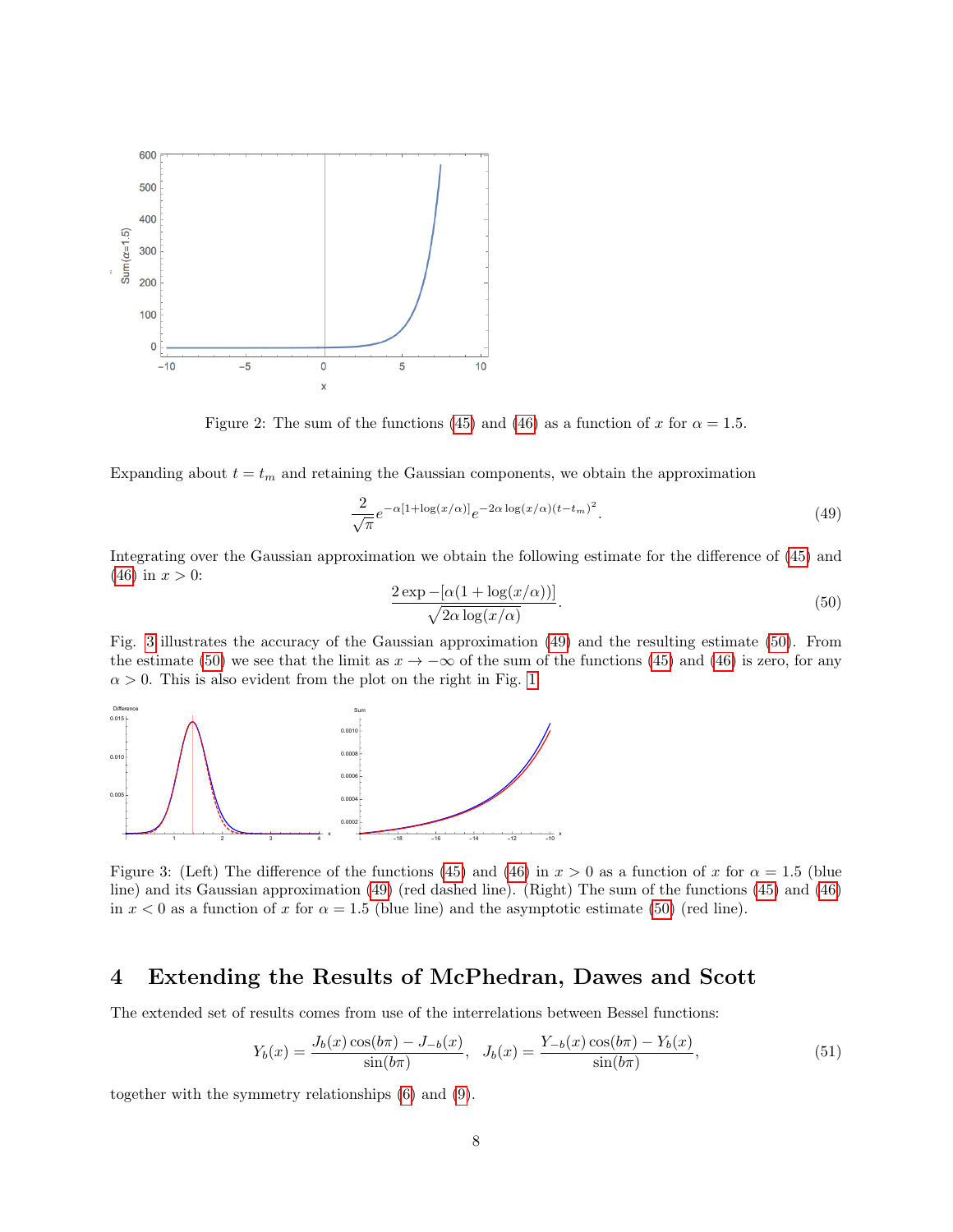Figure 2: The sum of the functions (45) and (46) as a function of $x$ for $\alpha = 1.5$.

Expanding about $t = t_m$ and retaining the Gaussian components, we obtain the approximation

$$\frac{2}{\sqrt{\pi}} e^{-\alpha[1+\log(x/\alpha)]} e^{-2\alpha \log(x/\alpha)(t-t_m)^2}. \tag{49}$$

Integrating over the Gaussian approximation we obtain the following estimate for the difference of (45) and (46) in $x > 0$:

$$\frac{2 \exp -[\alpha(1 + \log(x/\alpha))]}{\sqrt{2\alpha \log(x/\alpha)}}. \tag{50}$$

Fig. 3 illustrates the accuracy of the Gaussian approximation (49) and the resulting estimate (50). From the estimate (50) we see that the limit as $x \to -\infty$ of the sum of the functions (45) and (46) is zero, for any $\alpha > 0$. This is also evident from the plot on the right in Fig. 1.

Figure 3: (Left) The difference of the functions (45) and (46) in $x > 0$ as a function of $x$ for $\alpha = 1.5$ (blue line) and its Gaussian approximation (49) (red dashed line). (Right) The sum of the functions (45) and (46) in $x < 0$ as a function of $x$ for $\alpha = 1.5$ (blue line) and the asymptotic estimate (50) (red line).

## 4 Extending the Results of McPhedran, Dawes and Scott

The extended set of results comes from use of the interrelations between Bessel functions:

$$Y_b(x) = \frac{J_b(x)\cos(b\pi) - J_{-b}(x)}{\sin(b\pi)}, \quad J_b(x) = \frac{Y_{-b}(x)\cos(b\pi) - Y_b(x)}{\sin(b\pi)}, \tag{51}$$

together with the symmetry relationships (6) and (9).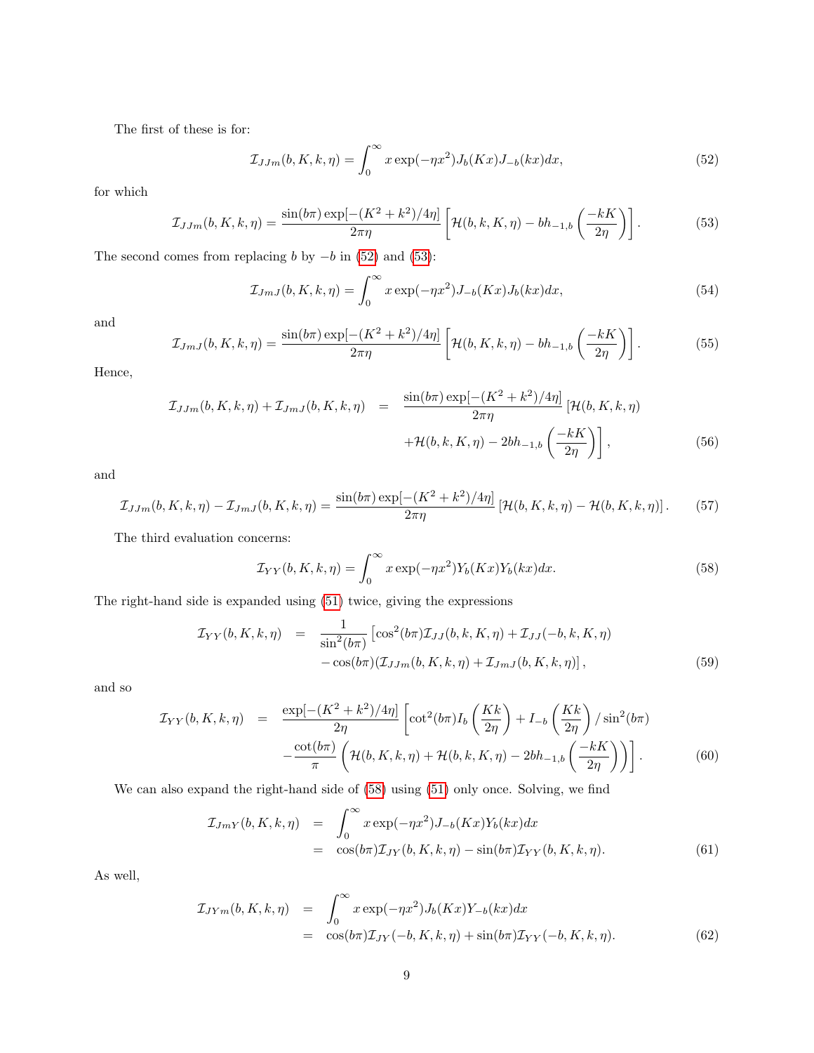The first of these is for:

$$\mathcal{I}_{JJm}(b,K,k,\eta) = \int_0^\infty x\exp(-\eta x^2) J_b(Kx) J_{-b}(kx)dx, \tag{52}$$

for which

$$\mathcal{I}_{JJm}(b,K,k,\eta) = \frac{\sin(b\pi)\exp[-(K^2+k^2)/4\eta]}{2\pi\eta}\left[\mathcal{H}(b,k,K,\eta) - bh_{-1,b}\left(\frac{-kK}{2\eta}\right)\right]. \tag{53}$$

The second comes from replacing $b$ by $-b$ in (52) and (53):

$$\mathcal{I}_{JmJ}(b,K,k,\eta) = \int_0^\infty x\exp(-\eta x^2) J_{-b}(Kx) J_b(kx)dx, \tag{54}$$

and

$$\mathcal{I}_{JmJ}(b,K,k,\eta) = \frac{\sin(b\pi)\exp[-(K^2+k^2)/4\eta]}{2\pi\eta}\left[\mathcal{H}(b,K,k,\eta) - bh_{-1,b}\left(\frac{-kK}{2\eta}\right)\right]. \tag{55}$$

Hence,

$$\begin{aligned}\mathcal{I}_{JJm}(b,K,k,\eta) + \mathcal{I}_{JmJ}(b,K,k,\eta) &= \frac{\sin(b\pi)\exp[-(K^2+k^2)/4\eta]}{2\pi\eta}\left[\mathcal{H}(b,K,k,\eta)\right.\\ &\quad \left. +\mathcal{H}(b,k,K,\eta) - 2bh_{-1,b}\left(\frac{-kK}{2\eta}\right)\right],\end{aligned} \tag{56}$$

and

$$\mathcal{I}_{JJm}(b,K,k,\eta) - \mathcal{I}_{JmJ}(b,K,k,\eta) = \frac{\sin(b\pi)\exp[-(K^2+k^2)/4\eta]}{2\pi\eta}\left[\mathcal{H}(b,K,k,\eta) - \mathcal{H}(b,K,k,\eta)\right]. \tag{57}$$

The third evaluation concerns:

$$\mathcal{I}_{YY}(b,K,k,\eta) = \int_0^\infty x\exp(-\eta x^2) Y_b(Kx) Y_b(kx)dx. \tag{58}$$

The right-hand side is expanded using (51) twice, giving the expressions

$$\begin{aligned}\mathcal{I}_{YY}(b,K,k,\eta) &= \frac{1}{\sin^2(b\pi)}\left[\cos^2(b\pi)\mathcal{I}_{JJ}(b,k,K,\eta) + \mathcal{I}_{JJ}(-b,k,K,\eta)\right.\\ &\quad \left. -\cos(b\pi)(\mathcal{I}_{JJm}(b,K,k,\eta) + \mathcal{I}_{JmJ}(b,K,k,\eta)\right],\end{aligned} \tag{59}$$

and so

$$\begin{aligned}\mathcal{I}_{YY}(b,K,k,\eta) &= \frac{\exp[-(K^2+k^2)/4\eta]}{2\eta}\left[\cot^2(b\pi)I_b\left(\frac{Kk}{2\eta}\right) + I_{-b}\left(\frac{Kk}{2\eta}\right)/\sin^2(b\pi)\right.\\ &\quad \left. -\frac{\cot(b\pi)}{\pi}\left(\mathcal{H}(b,K,k,\eta) + \mathcal{H}(b,k,K,\eta) - 2bh_{-1,b}\left(\frac{-kK}{2\eta}\right)\right)\right].\end{aligned} \tag{60}$$

We can also expand the right-hand side of (58) using (51) only once. Solving, we find

$$\begin{aligned}\mathcal{I}_{JmY}(b,K,k,\eta) &= \int_0^\infty x\exp(-\eta x^2) J_{-b}(Kx) Y_b(kx)dx\\ &= \cos(b\pi)\mathcal{I}_{JY}(b,K,k,\eta) - \sin(b\pi)\mathcal{I}_{YY}(b,K,k,\eta).\end{aligned} \tag{61}$$

As well,

$$\begin{aligned}\mathcal{I}_{JYm}(b,K,k,\eta) &= \int_0^\infty x\exp(-\eta x^2) J_b(Kx) Y_{-b}(kx)dx\\ &= \cos(b\pi)\mathcal{I}_{JY}(-b,K,k,\eta) + \sin(b\pi)\mathcal{I}_{YY}(-b,K,k,\eta).\end{aligned} \tag{62}$$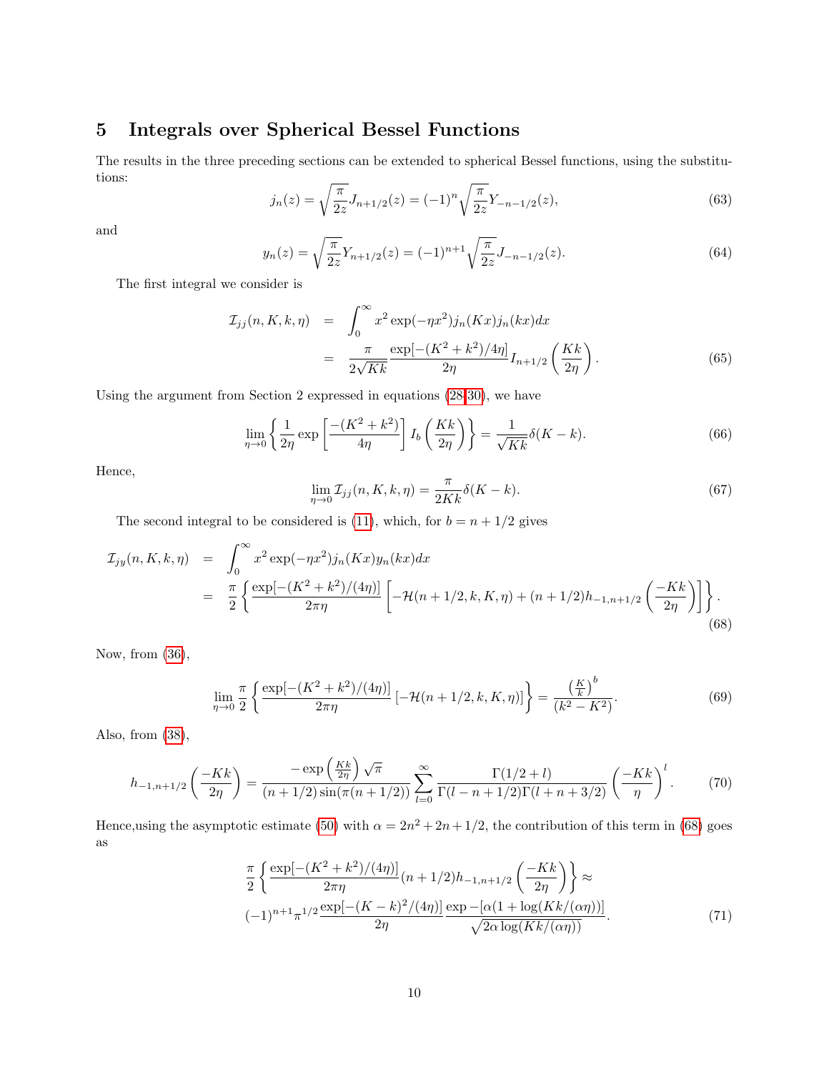# 5 Integrals over Spherical Bessel Functions

The results in the three preceding sections can be extended to spherical Bessel functions, using the substitutions:

$$j_n(z) = \sqrt{\frac{\pi}{2z}} J_{n+1/2}(z) = (-1)^n \sqrt{\frac{\pi}{2z}} Y_{-n-1/2}(z), \tag{63}$$

and

$$y_n(z) = \sqrt{\frac{\pi}{2z}} Y_{n+1/2}(z) = (-1)^{n+1} \sqrt{\frac{\pi}{2z}} J_{-n-1/2}(z). \tag{64}$$

The first integral we consider is

$$\begin{aligned} \mathcal{I}_{jj}(n, K, k, \eta) &= \int_0^\infty x^2 \exp(-\eta x^2) j_n(Kx) j_n(kx) dx \\ &= \frac{\pi}{2\sqrt{Kk}} \frac{\exp[-(K^2+k^2)/4\eta]}{2\eta} I_{n+1/2}\left(\frac{Kk}{2\eta}\right). \end{aligned} \tag{65}$$

Using the argument from Section 2 expressed in equations (28-30), we have

$$\lim_{\eta \to 0} \left\{ \frac{1}{2\eta} \exp\left[\frac{-(K^2+k^2)}{4\eta}\right] I_b\left(\frac{Kk}{2\eta}\right) \right\} = \frac{1}{\sqrt{Kk}} \delta(K-k). \tag{66}$$

Hence,

$$\lim_{\eta \to 0} \mathcal{I}_{jj}(n, K, k, \eta) = \frac{\pi}{2Kk} \delta(K-k). \tag{67}$$

The second integral to be considered is (11), which, for $b = n + 1/2$ gives

$$\begin{aligned} \mathcal{I}_{jy}(n, K, k, \eta) &= \int_0^\infty x^2 \exp(-\eta x^2) j_n(Kx) y_n(kx) dx \\ &= \frac{\pi}{2} \left\{ \frac{\exp[-(K^2+k^2)/(4\eta)]}{2\pi\eta} \left[ -\mathcal{H}(n+1/2, k, K, \eta) + (n+1/2) h_{-1,n+1/2}\left(\frac{-Kk}{2\eta}\right) \right] \right\}. \end{aligned} \tag{68}$$

Now, from (36),

$$\lim_{\eta \to 0} \frac{\pi}{2} \left\{ \frac{\exp[-(K^2+k^2)/(4\eta)]}{2\pi\eta} \left[ -\mathcal{H}(n+1/2, k, K, \eta) \right] \right\} = \frac{\left(\frac{K}{k}\right)^b}{(k^2-K^2)}. \tag{69}$$

Also, from (38),

$$h_{-1,n+1/2}\left(\frac{-Kk}{2\eta}\right) = \frac{-\exp\left(\frac{Kk}{2\eta}\right)\sqrt{\pi}}{(n+1/2)\sin(\pi(n+1/2))} \sum_{l=0}^\infty \frac{\Gamma(1/2+l)}{\Gamma(l-n+1/2)\Gamma(l+n+3/2)} \left(\frac{-Kk}{\eta}\right)^l. \tag{70}$$

Hence,using the asymptotic estimate (50) with $\alpha = 2n^2 + 2n + 1/2$, the contribution of this term in (68) goes as

$$\begin{aligned} &\frac{\pi}{2} \left\{ \frac{\exp[-(K^2+k^2)/(4\eta)]}{2\pi\eta} (n+1/2) h_{-1,n+1/2}\left(\frac{-Kk}{2\eta}\right) \right\} \approx \\ &(-1)^{n+1} \pi^{1/2} \frac{\exp[-(K-k)^2/(4\eta)]}{2\eta} \frac{\exp -[\alpha(1+\log(Kk/(\alpha\eta))]}{\sqrt{2\alpha \log(Kk/(\alpha\eta))}}. \end{aligned} \tag{71}$$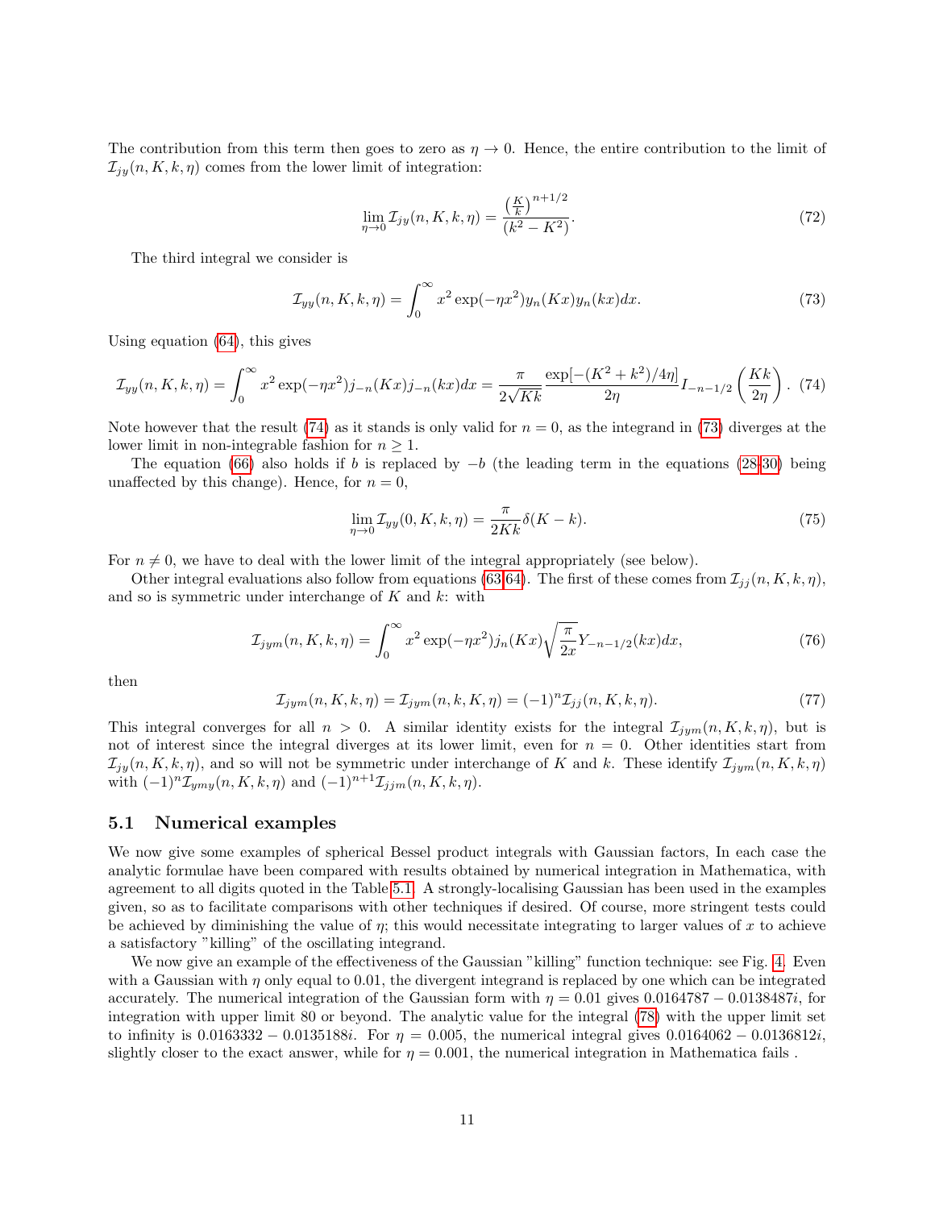The contribution from this term then goes to zero as $\eta \to 0$. Hence, the entire contribution to the limit of $\mathcal{I}_{jy}(n, K, k, \eta)$ comes from the lower limit of integration:

$$\lim_{\eta\to 0} \mathcal{I}_{jy}(n, K, k, \eta) = \frac{\left(\frac{K}{k}\right)^{n+1/2}}{(k^2 - K^2)}. \tag{72}$$

The third integral we consider is

$$\mathcal{I}_{yy}(n, K, k, \eta) = \int_0^\infty x^2 \exp(-\eta x^2) y_n(Kx) y_n(kx) dx. \tag{73}$$

Using equation (64), this gives

$$\mathcal{I}_{yy}(n, K, k, \eta) = \int_0^\infty x^2 \exp(-\eta x^2) j_{-n}(Kx) j_{-n}(kx) dx = \frac{\pi}{2\sqrt{Kk}} \frac{\exp[-(K^2 + k^2)/4\eta]}{2\eta} I_{-n-1/2}\left(\frac{Kk}{2\eta}\right). \tag{74}$$

Note however that the result (74) as it stands is only valid for $n = 0$, as the integrand in (73) diverges at the lower limit in non-integrable fashion for $n \geq 1$.

The equation (66) also holds if $b$ is replaced by $-b$ (the leading term in the equations (28-30) being unaffected by this change). Hence, for $n = 0$,

$$\lim_{\eta\to 0} \mathcal{I}_{yy}(0, K, k, \eta) = \frac{\pi}{2Kk} \delta(K - k). \tag{75}$$

For $n \neq 0$, we have to deal with the lower limit of the integral appropriately (see below).

Other integral evaluations also follow from equations (63,64). The first of these comes from $\mathcal{I}_{jj}(n, K, k, \eta)$, and so is symmetric under interchange of $K$ and $k$: with

$$\mathcal{I}_{jym}(n, K, k, \eta) = \int_0^\infty x^2 \exp(-\eta x^2) j_n(Kx) \sqrt{\frac{\pi}{2x}} Y_{-n-1/2}(kx) dx, \tag{76}$$

then

$$\mathcal{I}_{jym}(n, K, k, \eta) = \mathcal{I}_{jym}(n, k, K, \eta) = (-1)^n \mathcal{I}_{jj}(n, K, k, \eta). \tag{77}$$

This integral converges for all $n > 0$. A similar identity exists for the integral $\mathcal{I}_{jym}(n, K, k, \eta)$, but is not of interest since the integral diverges at its lower limit, even for $n = 0$. Other identities start from $\mathcal{I}_{jy}(n, K, k, \eta)$, and so will not be symmetric under interchange of $K$ and $k$. These identify $\mathcal{I}_{jym}(n, K, k, \eta)$ with $(-1)^n \mathcal{I}_{ymy}(n, K, k, \eta)$ and $(-1)^{n+1} \mathcal{I}_{jjm}(n, K, k, \eta)$.

## 5.1 Numerical examples

We now give some examples of spherical Bessel product integrals with Gaussian factors, In each case the analytic formulae have been compared with results obtained by numerical integration in Mathematica, with agreement to all digits quoted in the Table 5.1. A strongly-localising Gaussian has been used in the examples given, so as to facilitate comparisons with other techniques if desired. Of course, more stringent tests could be achieved by diminishing the value of $\eta$; this would necessitate integrating to larger values of $x$ to achieve a satisfactory "killing" of the oscillating integrand.

We now give an example of the effectiveness of the Gaussian "killing" function technique: see Fig. 4. Even with a Gaussian with $\eta$ only equal to 0.01, the divergent integrand is replaced by one which can be integrated accurately. The numerical integration of the Gaussian form with $\eta = 0.01$ gives $0.0164787 - 0.0138487i$, for integration with upper limit 80 or beyond. The analytic value for the integral (78) with the upper limit set to infinity is $0.0163332 - 0.0135188i$. For $\eta = 0.005$, the numerical integral gives $0.0164062 - 0.0136812i$, slightly closer to the exact answer, while for $\eta = 0.001$, the numerical integration in Mathematica fails .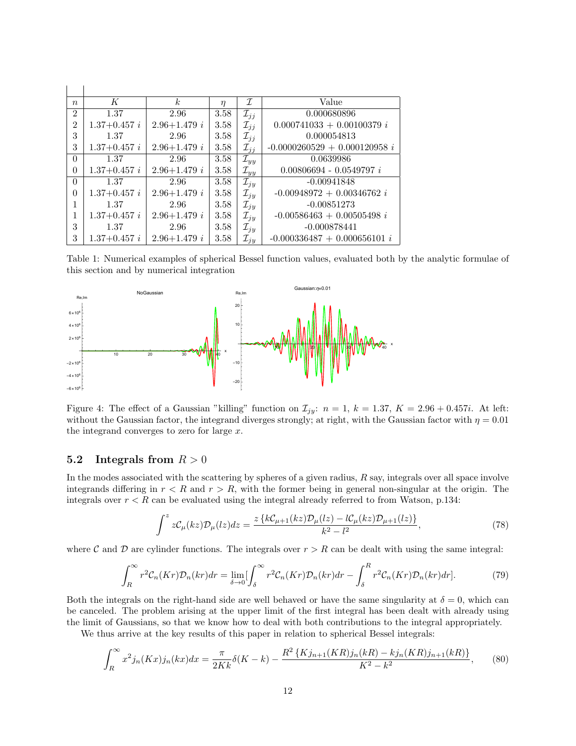| $n$ | $K$ | $k$ | $\eta$ | $\mathcal{I}$ | Value |
|---|---|---|---|---|---|
| 2 | 1.37 | 2.96 | 3.58 | $\mathcal{I}_{jj}$ | 0.000680896 |
| 2 | 1.37+0.457 $i$ | 2.96+1.479 $i$ | 3.58 | $\mathcal{I}_{jj}$ | 0.000741033 + 0.00100379 $i$ |
| 3 | 1.37 | 2.96 | 3.58 | $\mathcal{I}_{jj}$ | 0.000054813 |
| 3 | 1.37+0.457 $i$ | 2.96+1.479 $i$ | 3.58 | $\mathcal{I}_{jj}$ | -0.0000260529 + 0.000120958 $i$ |
| 0 | 1.37 | 2.96 | 3.58 | $\mathcal{I}_{yy}$ | 0.0639986 |
| 0 | 1.37+0.457 $i$ | 2.96+1.479 $i$ | 3.58 | $\mathcal{I}_{yy}$ | 0.00806694 - 0.0549797 $i$ |
| 0 | 1.37 | 2.96 | 3.58 | $\mathcal{I}_{jy}$ | -0.00941848 |
| 0 | 1.37+0.457 $i$ | 2.96+1.479 $i$ | 3.58 | $\mathcal{I}_{jy}$ | -0.00948972 + 0.00346762 $i$ |
| 1 | 1.37 | 2.96 | 3.58 | $\mathcal{I}_{jy}$ | -0.00851273 |
| 1 | 1.37+0.457 $i$ | 2.96+1.479 $i$ | 3.58 | $\mathcal{I}_{jy}$ | -0.00586463 + 0.00505498 $i$ |
| 3 | 1.37 | 2.96 | 3.58 | $\mathcal{I}_{jy}$ | -0.000878441 |
| 3 | 1.37+0.457 $i$ | 2.96+1.479 $i$ | 3.58 | $\mathcal{I}_{jy}$ | -0.000336487 + 0.000656101 $i$ |

Table 1: Numerical examples of spherical Bessel function values, evaluated both by the analytic formulae of this section and by numerical integration

Figure 4: The effect of a Gaussian "killing" function on $\mathcal{I}_{jy}$: $n = 1$, $k = 1.37$, $K = 2.96 + 0.457i$. At left: without the Gaussian factor, the integrand diverges strongly; at right, with the Gaussian factor with $\eta = 0.01$ the integrand converges to zero for large $x$.

### 5.2 Integrals from $R > 0$

In the modes associated with the scattering by spheres of a given radius, $R$ say, integrals over all space involve integrands differing in $r < R$ and $r > R$, with the former being in general non-singular at the origin. The integrals over $r < R$ can be evaluated using the integral already referred to from Watson, p.134:

$$\int^z z\mathcal{C}_\mu(kz)\mathcal{D}_\mu(lz)dz = \frac{z\left\{k\mathcal{C}_{\mu+1}(kz)\mathcal{D}_\mu(lz) - l\mathcal{C}_\mu(kz)\mathcal{D}_{\mu+1}(lz)\right\}}{k^2 - l^2}, \tag{78}$$

where $\mathcal{C}$ and $\mathcal{D}$ are cylinder functions. The integrals over $r > R$ can be dealt with using the same integral:

$$\int_R^\infty r^2\mathcal{C}_n(Kr)\mathcal{D}_n(kr)dr = \lim_{\delta\to 0}\left[\int_\delta^\infty r^2\mathcal{C}_n(Kr)\mathcal{D}_n(kr)dr - \int_\delta^R r^2\mathcal{C}_n(Kr)\mathcal{D}_n(kr)dr\right]. \tag{79}$$

Both the integrals on the right-hand side are well behaved or have the same singularity at $\delta = 0$, which can be canceled. The problem arising at the upper limit of the first integral has been dealt with already using the limit of Gaussians, so that we know how to deal with both contributions to the integral appropriately.

We thus arrive at the key results of this paper in relation to spherical Bessel integrals:

$$\int_R^\infty x^2 j_n(Kx)j_n(kx)dx = \frac{\pi}{2Kk}\delta(K-k) - \frac{R^2\left\{Kj_{n+1}(KR)j_n(kR) - kj_n(KR)j_{n+1}(kR)\right\}}{K^2 - k^2}, \tag{80}$$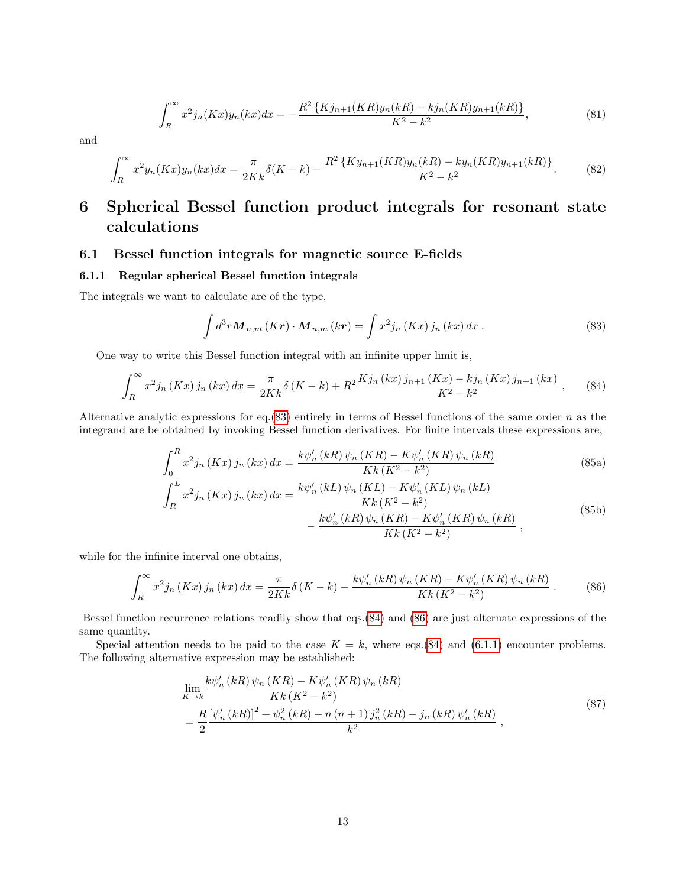$$\int_R^\infty x^2 j_n(Kx) y_n(kx) dx = -\frac{R^2 \{K j_{n+1}(KR) y_n(kR) - k j_n(KR) y_{n+1}(kR)\}}{K^2 - k^2}, \tag{81}$$

and

$$\int_R^\infty x^2 y_n(Kx) y_n(kx) dx = \frac{\pi}{2Kk}\delta(K-k) - \frac{R^2 \{K y_{n+1}(KR) y_n(kR) - k y_n(KR) y_{n+1}(kR)\}}{K^2 - k^2}. \tag{82}$$

# 6 Spherical Bessel function product integrals for resonant state calculations

## 6.1 Bessel function integrals for magnetic source E-fields

### 6.1.1 Regular spherical Bessel function integrals

The integrals we want to calculate are of the type,

$$\int d^3r \boldsymbol{M}_{n,m}(K\boldsymbol{r}) \cdot \boldsymbol{M}_{n,m}(k\boldsymbol{r}) = \int x^2 j_n(Kx) j_n(kx) dx \, . \tag{83}$$

One way to write this Bessel function integral with an infinite upper limit is,

$$\int_R^\infty x^2 j_n(Kx) j_n(kx) dx = \frac{\pi}{2Kk}\delta(K-k) + R^2 \frac{K j_n(kx) j_{n+1}(Kx) - k j_n(Kx) j_{n+1}(kx)}{K^2 - k^2} \, , \tag{84}$$

Alternative analytic expressions for eq.(83) entirely in terms of Bessel functions of the same order $n$ as the integrand are be obtained by invoking Bessel function derivatives. For finite intervals these expressions are,

$$\int_0^R x^2 j_n(Kx) j_n(kx) dx = \frac{k\psi_n'(kR)\psi_n(KR) - K\psi_n'(KR)\psi_n(kR)}{Kk(K^2-k^2)} \tag{85a}$$

$$\begin{aligned}\int_R^L x^2 j_n(Kx) j_n(kx) dx = &\frac{k\psi_n'(kL)\psi_n(KL) - K\psi_n'(KL)\psi_n(kL)}{Kk(K^2-k^2)} \\ &- \frac{k\psi_n'(kR)\psi_n(KR) - K\psi_n'(KR)\psi_n(kR)}{Kk(K^2-k^2)} \, ,\end{aligned} \tag{85b}$$

while for the infinite interval one obtains,

$$\int_R^\infty x^2 j_n(Kx) j_n(kx) dx = \frac{\pi}{2Kk}\delta(K-k) - \frac{k\psi_n'(kR)\psi_n(KR) - K\psi_n'(KR)\psi_n(kR)}{Kk(K^2-k^2)} \, . \tag{86}$$

Bessel function recurrence relations readily show that eqs.(84) and (86) are just alternate expressions of the same quantity.

Special attention needs to be paid to the case $K = k$, where eqs.(84) and (6.1.1) encounter problems. The following alternative expression may be established:

$$\begin{aligned}&\lim_{K\to k} \frac{k\psi_n'(kR)\psi_n(KR) - K\psi_n'(KR)\psi_n(kR)}{Kk(K^2-k^2)} \\ &= \frac{R}{2}\frac{[\psi_n'(kR)]^2 + \psi_n^2(kR) - n(n+1) j_n^2(kR) - j_n(kR)\psi_n'(kR)}{k^2} \, ,\end{aligned} \tag{87}$$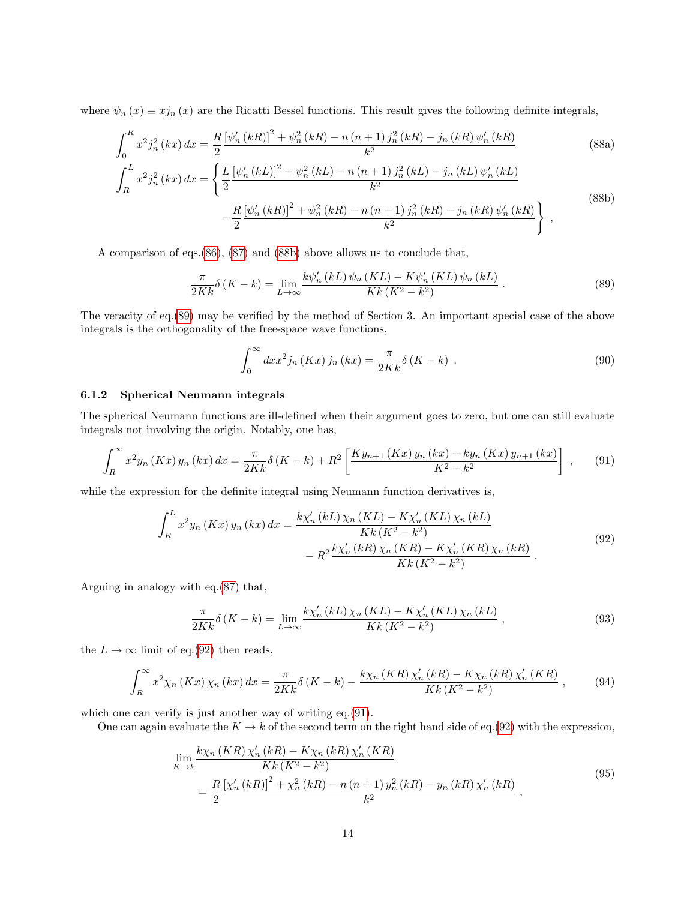where $\psi_n(x) \equiv x j_n(x)$ are the Ricatti Bessel functions. This result gives the following definite integrals,

$$\int_0^R x^2 j_n^2(kx)\,dx = \frac{R}{2}\frac{\left[\psi_n'(kR)\right]^2 + \psi_n^2(kR) - n(n+1)\,j_n^2(kR) - j_n(kR)\,\psi_n'(kR)}{k^2} \tag{88a}$$

$$\begin{aligned}\int_R^L x^2 j_n^2(kx)\,dx = \Bigg\{ &\frac{L}{2}\frac{\left[\psi_n'(kL)\right]^2 + \psi_n^2(kL) - n(n+1)\,j_n^2(kL) - j_n(kL)\,\psi_n'(kL)}{k^2} \\ &-\frac{R}{2}\frac{\left[\psi_n'(kR)\right]^2 + \psi_n^2(kR) - n(n+1)\,j_n^2(kR) - j_n(kR)\,\psi_n'(kR)}{k^2}\Bigg\}\ ,\end{aligned} \tag{88b}$$

A comparison of eqs.(86), (87) and (88b) above allows us to conclude that,

$$\frac{\pi}{2Kk}\delta(K-k) = \lim_{L\to\infty}\frac{k\psi_n'(kL)\,\psi_n(KL) - K\psi_n'(KL)\,\psi_n(kL)}{Kk\left(K^2-k^2\right)}\ . \tag{89}$$

The veracity of eq.(89) may be verified by the method of Section 3. An important special case of the above integrals is the orthogonality of the free-space wave functions,

$$\int_0^\infty dx x^2 j_n(Kx)\,j_n(kx) = \frac{\pi}{2Kk}\delta(K-k)\ . \tag{90}$$

### 6.1.2 Spherical Neumann integrals

The spherical Neumann functions are ill-defined when their argument goes to zero, but one can still evaluate integrals not involving the origin. Notably, one has,

$$\int_R^\infty x^2 y_n(Kx)\,y_n(kx)\,dx = \frac{\pi}{2Kk}\delta(K-k) + R^2\left[\frac{Ky_{n+1}(Kx)\,y_n(kx) - ky_n(Kx)\,y_{n+1}(kx)}{K^2-k^2}\right]\ , \tag{91}$$

while the expression for the definite integral using Neumann function derivatives is,

$$\begin{aligned}\int_R^L x^2 y_n(Kx)\,y_n(kx)\,dx = &\frac{k\chi_n'(kL)\,\chi_n(KL) - K\chi_n'(KL)\,\chi_n(kL)}{Kk\left(K^2-k^2\right)} \\ &- R^2\frac{k\chi_n'(kR)\,\chi_n(KR) - K\chi_n'(KR)\,\chi_n(kR)}{Kk\left(K^2-k^2\right)}\ .\end{aligned} \tag{92}$$

Arguing in analogy with eq.(87) that,

$$\frac{\pi}{2Kk}\delta(K-k) = \lim_{L\to\infty}\frac{k\chi_n'(kL)\,\chi_n(KL) - K\chi_n'(KL)\,\chi_n(kL)}{Kk\left(K^2-k^2\right)}\ , \tag{93}$$

the $L\to\infty$ limit of eq.(92) then reads,

$$\int_R^\infty x^2\chi_n(Kx)\,\chi_n(kx)\,dx = \frac{\pi}{2Kk}\delta(K-k) - \frac{k\chi_n(KR)\,\chi_n'(kR) - K\chi_n(kR)\,\chi_n'(KR)}{Kk\left(K^2-k^2\right)}\ , \tag{94}$$

which one can verify is just another way of writing eq.(91).

One can again evaluate the $K\to k$ of the second term on the right hand side of eq.(92) with the expression,

$$\begin{aligned}&\lim_{K\to k}\frac{k\chi_n(KR)\,\chi_n'(kR) - K\chi_n(kR)\,\chi_n'(KR)}{Kk\left(K^2-k^2\right)} \\ &\quad= \frac{R}{2}\frac{\left[\chi_n'(kR)\right]^2 + \chi_n^2(kR) - n(n+1)\,y_n^2(kR) - y_n(kR)\,\chi_n'(kR)}{k^2}\ ,\end{aligned} \tag{95}$$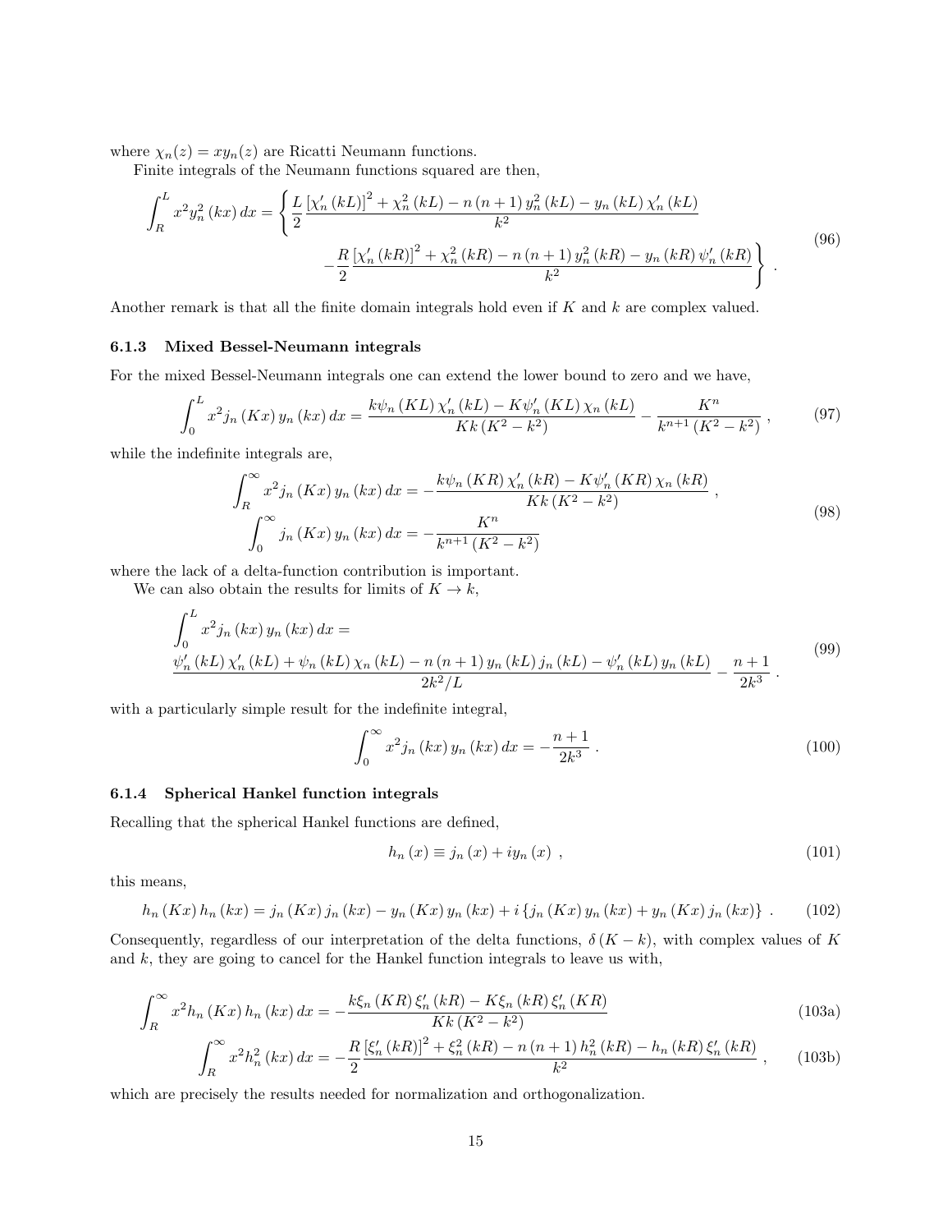where $\chi_n(z) = xy_n(z)$ are Ricatti Neumann functions.

Finite integrals of the Neumann functions squared are then,

$$
\int_R^L x^2 y_n^2(kx)\,dx = \left\{ \frac{L}{2} \frac{\left[\chi_n'(kL)\right]^2 + \chi_n^2(kL) - n(n+1)\,y_n^2(kL) - y_n(kL)\,\chi_n'(kL)}{k^2} \right.
$$
$$
\left. - \frac{R}{2} \frac{\left[\chi_n'(kR)\right]^2 + \chi_n^2(kR) - n(n+1)\,y_n^2(kR) - y_n(kR)\,\psi_n'(kR)}{k^2} \right\} . \tag{96}
$$

Another remark is that all the finite domain integrals hold even if $K$ and $k$ are complex valued.

#### 6.1.3 Mixed Bessel-Neumann integrals

For the mixed Bessel-Neumann integrals one can extend the lower bound to zero and we have,

$$
\int_0^L x^2 j_n(Kx)\,y_n(kx)\,dx = \frac{k\psi_n(KL)\,\chi_n'(kL) - K\psi_n'(KL)\,\chi_n(kL)}{Kk\left(K^2 - k^2\right)} - \frac{K^n}{k^{n+1}\left(K^2 - k^2\right)} , \tag{97}
$$

while the indefinite integrals are,

$$
\begin{aligned}
\int_R^\infty x^2 j_n(Kx)\,y_n(kx)\,dx &= -\frac{k\psi_n(KR)\,\chi_n'(kR) - K\psi_n'(KR)\,\chi_n(kR)}{Kk\left(K^2 - k^2\right)} , \\
\int_0^\infty j_n(Kx)\,y_n(kx)\,dx &= -\frac{K^n}{k^{n+1}\left(K^2 - k^2\right)}
\end{aligned} \tag{98}
$$

where the lack of a delta-function contribution is important.

We can also obtain the results for limits of $K \to k$,

$$
\begin{aligned}
&\int_0^L x^2 j_n(kx)\,y_n(kx)\,dx = \\
&\frac{\psi_n'(kL)\,\chi_n'(kL) + \psi_n(kL)\,\chi_n(kL) - n(n+1)\,y_n(kL)\,j_n(kL) - \psi_n'(kL)\,y_n(kL)}{2k^2/L} - \frac{n+1}{2k^3} .
\end{aligned} \tag{99}
$$

with a particularly simple result for the indefinite integral,

$$
\int_0^\infty x^2 j_n(kx)\,y_n(kx)\,dx = -\frac{n+1}{2k^3} . \tag{100}
$$

#### 6.1.4 Spherical Hankel function integrals

Recalling that the spherical Hankel functions are defined,

$$
h_n(x) \equiv j_n(x) + i y_n(x) , \tag{101}
$$

this means,

$$
h_n(Kx)\,h_n(kx) = j_n(Kx)\,j_n(kx) - y_n(Kx)\,y_n(kx) + i\left\{j_n(Kx)\,y_n(kx) + y_n(Kx)\,j_n(kx)\right\} . \tag{102}
$$

Consequently, regardless of our interpretation of the delta functions, $\delta(K-k)$, with complex values of $K$ and $k$, they are going to cancel for the Hankel function integrals to leave us with,

$$
\int_R^\infty x^2 h_n(Kx)\,h_n(kx)\,dx = -\frac{k\xi_n(KR)\,\xi_n'(kR) - K\xi_n(kR)\,\xi_n'(KR)}{Kk\left(K^2 - k^2\right)} \tag{103a}
$$

$$
\int_R^\infty x^2 h_n^2(kx)\,dx = -\frac{R}{2} \frac{\left[\xi_n'(kR)\right]^2 + \xi_n^2(kR) - n(n+1)\,h_n^2(kR) - h_n(kR)\,\xi_n'(kR)}{k^2} , \tag{103b}
$$

which are precisely the results needed for normalization and orthogonalization.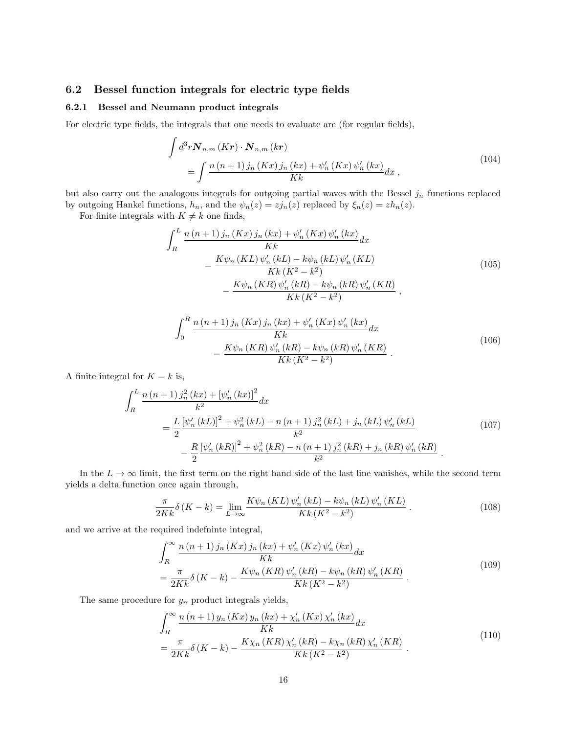### 6.2 Bessel function integrals for electric type fields

#### 6.2.1 Bessel and Neumann product integrals

For electric type fields, the integrals that one needs to evaluate are (for regular fields),

$$
\begin{aligned}
&\int d^3r \boldsymbol{N}_{n,m}(K\boldsymbol{r}) \cdot \boldsymbol{N}_{n,m}(k\boldsymbol{r}) \\
&\quad = \int \frac{n(n+1) j_n(Kx) j_n(kx) + \psi_n'(Kx) \psi_n'(kx)}{Kk} dx \,,
\end{aligned}
\tag{104}
$$

but also carry out the analogous integrals for outgoing partial waves with the Bessel $j_n$ functions replaced by outgoing Hankel functions, $h_n$, and the $\psi_n(z) = z j_n(z)$ replaced by $\xi_n(z) = z h_n(z)$.

For finite integrals with $K \neq k$ one finds,

$$
\begin{aligned}
&\int_R^L \frac{n(n+1) j_n(Kx) j_n(kx) + \psi_n'(Kx) \psi_n'(kx)}{Kk} dx \\
&\quad = \frac{K\psi_n(KL) \psi_n'(kL) - k\psi_n(kL) \psi_n'(KL)}{Kk(K^2 - k^2)} \\
&\qquad - \frac{K\psi_n(KR) \psi_n'(kR) - k\psi_n(kR) \psi_n'(KR)}{Kk(K^2 - k^2)} \,,
\end{aligned}
\tag{105}
$$

$$
\begin{aligned}
&\int_0^R \frac{n(n+1) j_n(Kx) j_n(kx) + \psi_n'(Kx) \psi_n'(kx)}{Kk} dx \\
&\quad = \frac{K\psi_n(KR) \psi_n'(kR) - k\psi_n(kR) \psi_n'(KR)}{Kk(K^2 - k^2)} \,.
\end{aligned}
\tag{106}
$$

A finite integral for $K = k$ is,

$$
\begin{aligned}
&\int_R^L \frac{n(n+1) j_n^2(kx) + [\psi_n'(kx)]^2}{k^2} dx \\
&\quad = \frac{L}{2} \frac{[\psi_n'(kL)]^2 + \psi_n^2(kL) - n(n+1) j_n^2(kL) + j_n(kL) \psi_n'(kL)}{k^2} \\
&\qquad - \frac{R}{2} \frac{[\psi_n'(kR)]^2 + \psi_n^2(kR) - n(n+1) j_n^2(kR) + j_n(kR) \psi_n'(kR)}{k^2} \,.
\end{aligned}
\tag{107}
$$

In the $L \to \infty$ limit, the first term on the right hand side of the last line vanishes, while the second term yields a delta function once again through,

$$
\frac{\pi}{2Kk} \delta(K - k) = \lim_{L \to \infty} \frac{K\psi_n(KL) \psi_n'(kL) - k\psi_n(kL) \psi_n'(KL)}{Kk(K^2 - k^2)} \,.
\tag{108}
$$

and we arrive at the required indefninte integral,

$$
\begin{aligned}
&\int_R^\infty \frac{n(n+1) j_n(Kx) j_n(kx) + \psi_n'(Kx) \psi_n'(kx)}{Kk} dx \\
&= \frac{\pi}{2Kk} \delta(K - k) - \frac{K\psi_n(KR) \psi_n'(kR) - k\psi_n(kR) \psi_n'(KR)}{Kk(K^2 - k^2)} \,.
\end{aligned}
\tag{109}
$$

The same procedure for $y_n$ product integrals yields,

$$
\begin{aligned}
&\int_R^\infty \frac{n(n+1) y_n(Kx) y_n(kx) + \chi_n'(Kx) \chi_n'(kx)}{Kk} dx \\
&= \frac{\pi}{2Kk} \delta(K - k) - \frac{K\chi_n(KR) \chi_n'(kR) - k\chi_n(kR) \chi_n'(KR)}{Kk(K^2 - k^2)} \,.
\end{aligned}
\tag{110}
$$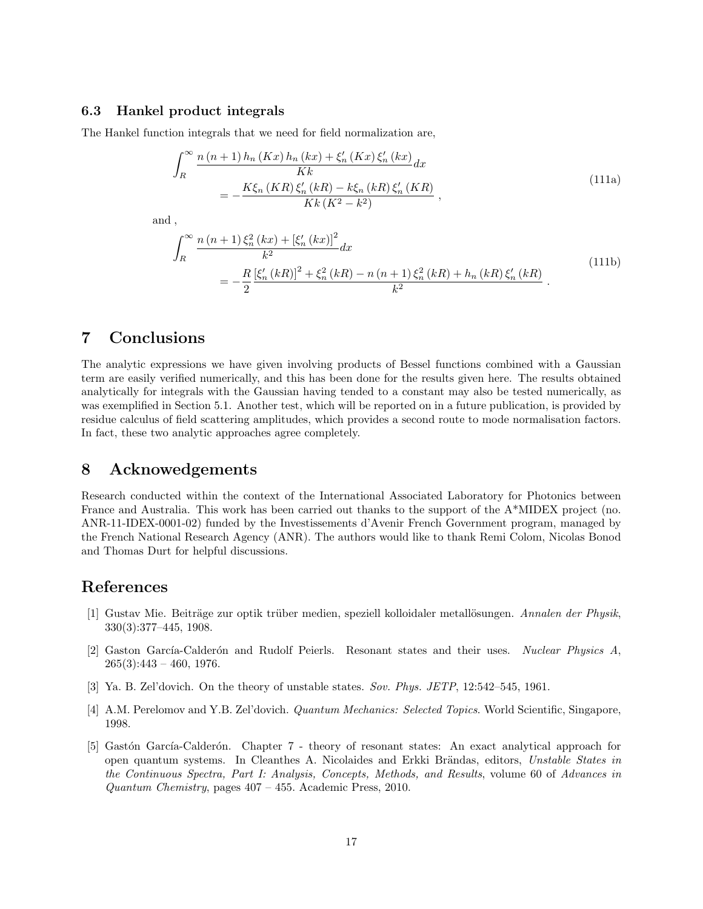### 6.3 Hankel product integrals

The Hankel function integrals that we need for field normalization are,

$$
\begin{aligned}
\int_R^\infty & \frac{n\left(n+1\right) h_n\left(Kx\right) h_n\left(kx\right) + \xi_n'\left(Kx\right) \xi_n'\left(kx\right)}{Kk} dx \\
&= -\frac{K\xi_n\left(KR\right) \xi_n'\left(kR\right) - k\xi_n\left(kR\right) \xi_n'\left(KR\right)}{Kk\left(K^2 - k^2\right)} ,
\end{aligned}
\tag{111a}
$$

and ,

$$
\begin{aligned}
\int_R^\infty & \frac{n\left(n+1\right) \xi_n^2\left(kx\right) + \left[\xi_n'\left(kx\right)\right]^2}{k^2} dx \\
&= -\frac{R}{2} \frac{\left[\xi_n'\left(kR\right)\right]^2 + \xi_n^2\left(kR\right) - n\left(n+1\right) \xi_n^2\left(kR\right) + h_n\left(kR\right) \xi_n'\left(kR\right)}{k^2} .
\end{aligned}
\tag{111b}
$$

# 7 Conclusions

The analytic expressions we have given involving products of Bessel functions combined with a Gaussian term are easily verified numerically, and this has been done for the results given here. The results obtained analytically for integrals with the Gaussian having tended to a constant may also be tested numerically, as was exemplified in Section 5.1. Another test, which will be reported on in a future publication, is provided by residue calculus of field scattering amplitudes, which provides a second route to mode normalisation factors. In fact, these two analytic approaches agree completely.

# 8 Acknowedgements

Research conducted within the context of the International Associated Laboratory for Photonics between France and Australia. This work has been carried out thanks to the support of the A*MIDEX project (no. ANR-11-IDEX-0001-02) funded by the Investissements d'Avenir French Government program, managed by the French National Research Agency (ANR). The authors would like to thank Remi Colom, Nicolas Bonod and Thomas Durt for helpful discussions.

# References

[1] Gustav Mie. Beiträge zur optik trüber medien, speziell kolloidaler metallösungen. *Annalen der Physik*, 330(3):377–445, 1908.

[2] Gaston García-Calderón and Rudolf Peierls. Resonant states and their uses. *Nuclear Physics A*, 265(3):443 – 460, 1976.

[3] Ya. B. Zel'dovich. On the theory of unstable states. *Sov. Phys. JETP*, 12:542–545, 1961.

[4] A.M. Perelomov and Y.B. Zel'dovich. *Quantum Mechanics: Selected Topics*. World Scientific, Singapore, 1998.

[5] Gastón García-Calderón. Chapter 7 - theory of resonant states: An exact analytical approach for open quantum systems. In Cleanthes A. Nicolaides and Erkki Brändas, editors, *Unstable States in the Continuous Spectra, Part I: Analysis, Concepts, Methods, and Results*, volume 60 of *Advances in Quantum Chemistry*, pages 407 – 455. Academic Press, 2010.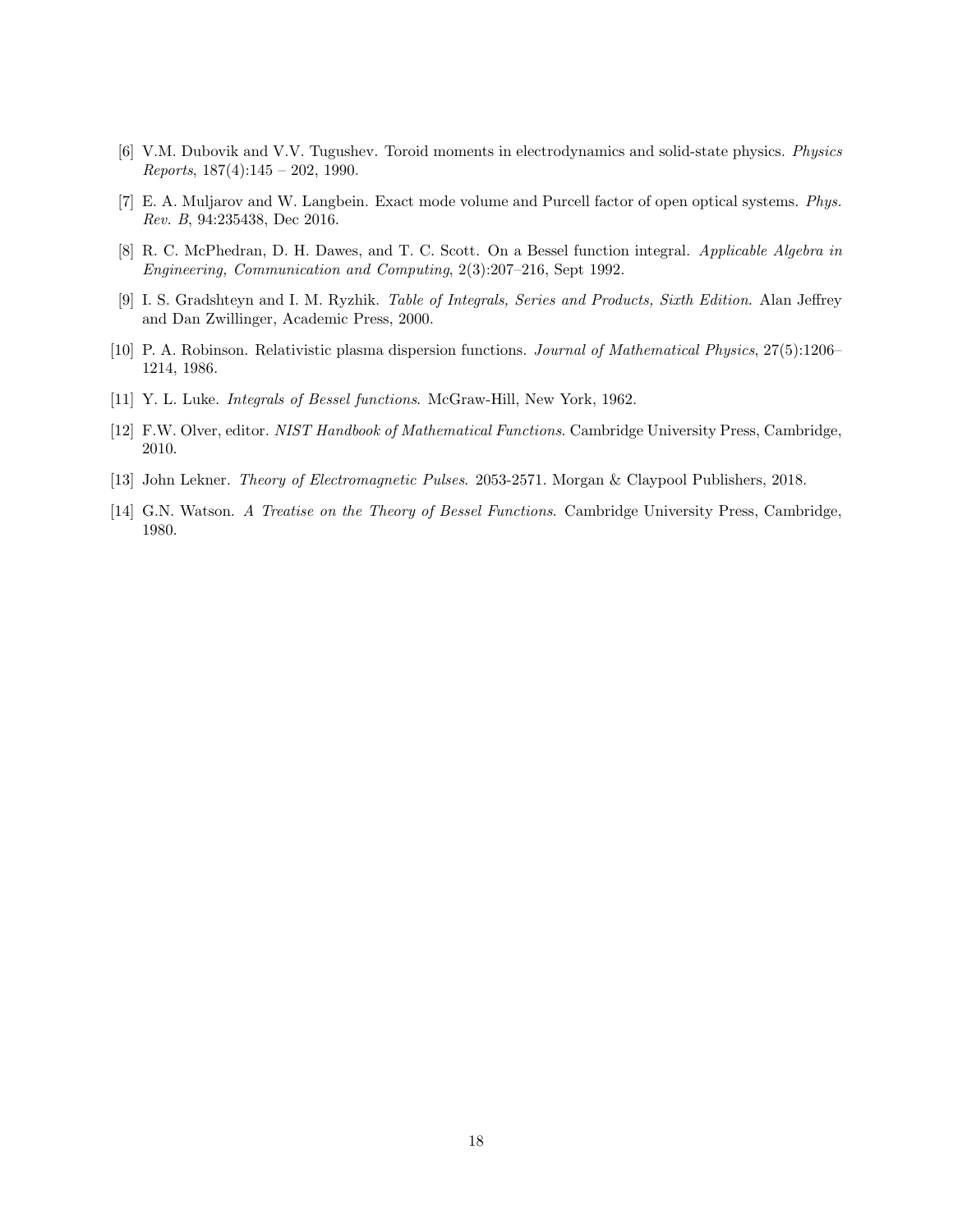[6] V.M. Dubovik and V.V. Tugushev. Toroid moments in electrodynamics and solid-state physics. *Physics Reports*, 187(4):145 – 202, 1990.

[7] E. A. Muljarov and W. Langbein. Exact mode volume and Purcell factor of open optical systems. *Phys. Rev. B*, 94:235438, Dec 2016.

[8] R. C. McPhedran, D. H. Dawes, and T. C. Scott. On a Bessel function integral. *Applicable Algebra in Engineering, Communication and Computing*, 2(3):207–216, Sept 1992.

[9] I. S. Gradshteyn and I. M. Ryzhik. *Table of Integrals, Series and Products, Sixth Edition*. Alan Jeffrey and Dan Zwillinger, Academic Press, 2000.

[10] P. A. Robinson. Relativistic plasma dispersion functions. *Journal of Mathematical Physics*, 27(5):1206–1214, 1986.

[11] Y. L. Luke. *Integrals of Bessel functions*. McGraw-Hill, New York, 1962.

[12] F.W. Olver, editor. *NIST Handbook of Mathematical Functions*. Cambridge University Press, Cambridge, 2010.

[13] John Lekner. *Theory of Electromagnetic Pulses*. 2053-2571. Morgan & Claypool Publishers, 2018.

[14] G.N. Watson. *A Treatise on the Theory of Bessel Functions*. Cambridge University Press, Cambridge, 1980.